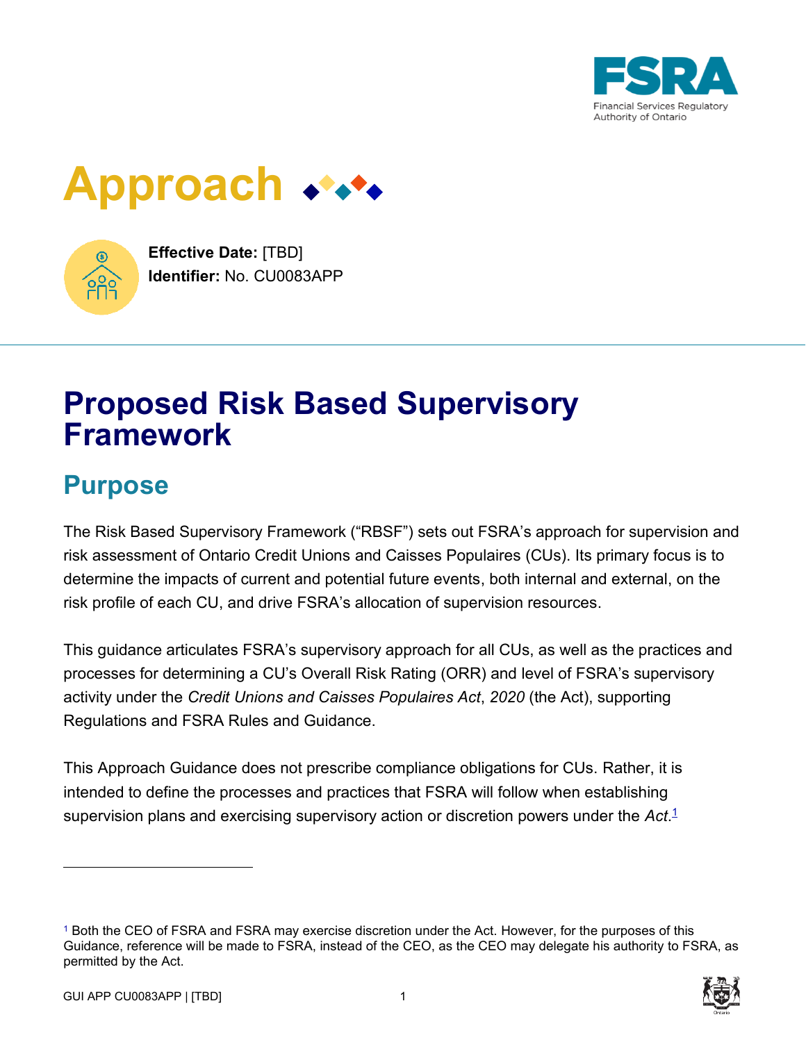# Approach

**Effective Date:** [TBD]
**Identifier:** No. CU0083APP

# Proposed Risk Based Supervisory Framework

## Purpose

The Risk Based Supervisory Framework ("RBSF") sets out FSRA's approach for supervision and risk assessment of Ontario Credit Unions and Caisses Populaires (CUs). Its primary focus is to determine the impacts of current and potential future events, both internal and external, on the risk profile of each CU, and drive FSRA's allocation of supervision resources.

This guidance articulates FSRA's supervisory approach for all CUs, as well as the practices and processes for determining a CU's Overall Risk Rating (ORR) and level of FSRA's supervisory activity under the *Credit Unions and Caisses Populaires Act*, *2020* (the Act), supporting Regulations and FSRA Rules and Guidance.

This Approach Guidance does not prescribe compliance obligations for CUs. Rather, it is intended to define the processes and practices that FSRA will follow when establishing supervision plans and exercising supervisory action or discretion powers under the *Act*.[1]

---

[1] Both the CEO of FSRA and FSRA may exercise discretion under the Act. However, for the purposes of this Guidance, reference will be made to FSRA, instead of the CEO, as the CEO may delegate his authority to FSRA, as permitted by the Act.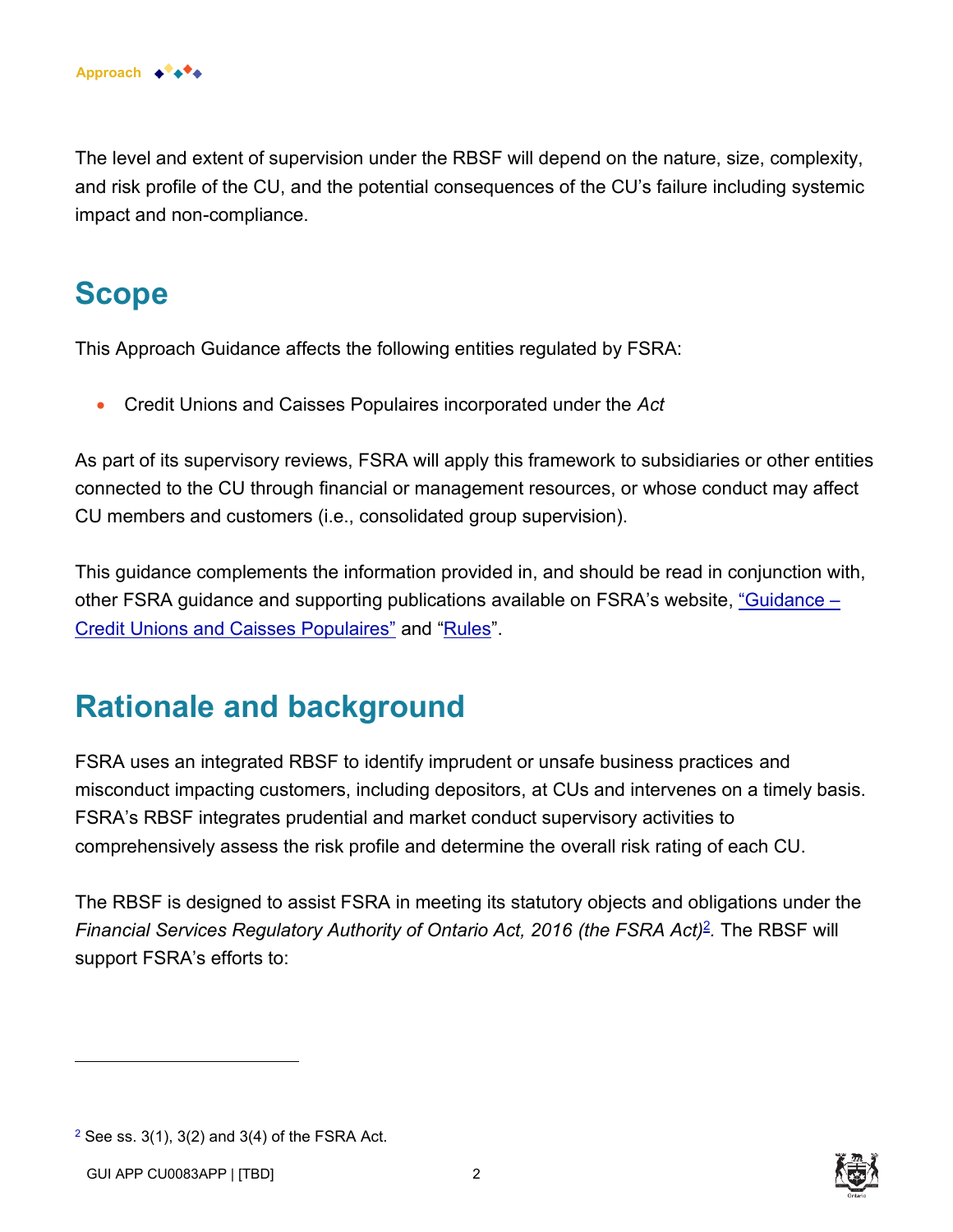The level and extent of supervision under the RBSF will depend on the nature, size, complexity, and risk profile of the CU, and the potential consequences of the CU's failure including systemic impact and non-compliance.

## Scope

This Approach Guidance affects the following entities regulated by FSRA:

- Credit Unions and Caisses Populaires incorporated under the *Act*

As part of its supervisory reviews, FSRA will apply this framework to subsidiaries or other entities connected to the CU through financial or management resources, or whose conduct may affect CU members and customers (i.e., consolidated group supervision).

This guidance complements the information provided in, and should be read in conjunction with, other FSRA guidance and supporting publications available on FSRA's website, "Guidance – Credit Unions and Caisses Populaires" and "Rules".

## Rationale and background

FSRA uses an integrated RBSF to identify imprudent or unsafe business practices and misconduct impacting customers, including depositors, at CUs and intervenes on a timely basis. FSRA's RBSF integrates prudential and market conduct supervisory activities to comprehensively assess the risk profile and determine the overall risk rating of each CU.

The RBSF is designed to assist FSRA in meeting its statutory objects and obligations under the *Financial Services Regulatory Authority of Ontario Act, 2016 (the FSRA Act)*[2]. The RBSF will support FSRA's efforts to:

[2] See ss. 3(1), 3(2) and 3(4) of the FSRA Act.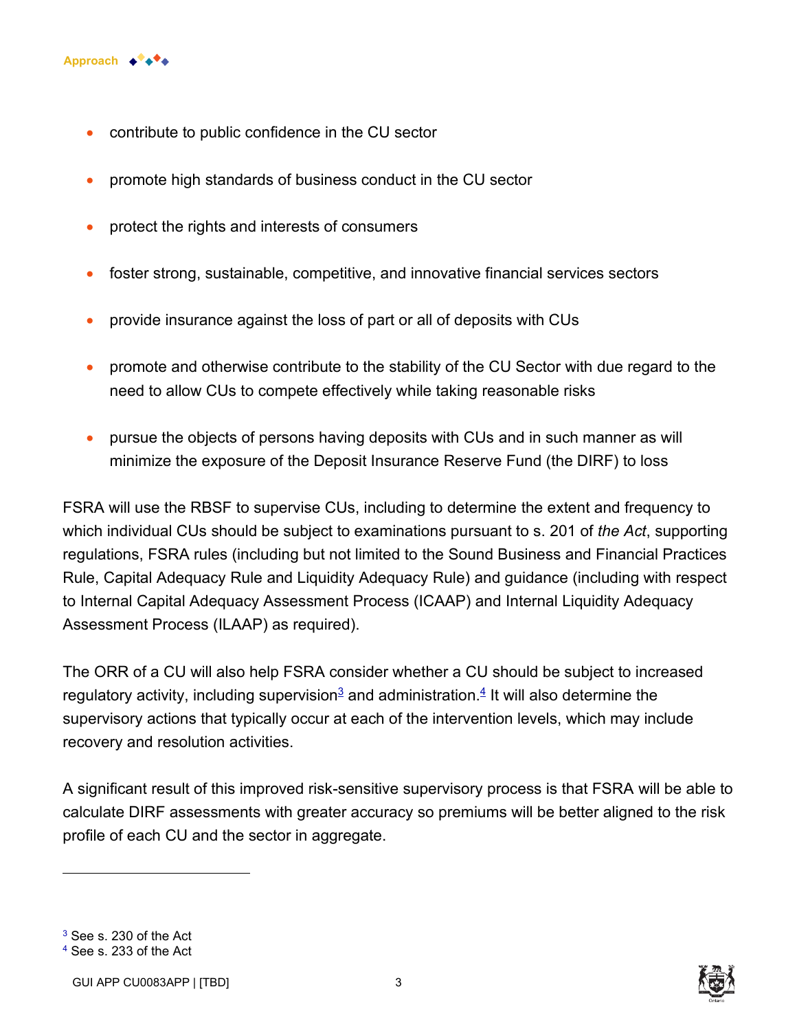- contribute to public confidence in the CU sector
- promote high standards of business conduct in the CU sector
- protect the rights and interests of consumers
- foster strong, sustainable, competitive, and innovative financial services sectors
- provide insurance against the loss of part or all of deposits with CUs
- promote and otherwise contribute to the stability of the CU Sector with due regard to the need to allow CUs to compete effectively while taking reasonable risks
- pursue the objects of persons having deposits with CUs and in such manner as will minimize the exposure of the Deposit Insurance Reserve Fund (the DIRF) to loss

FSRA will use the RBSF to supervise CUs, including to determine the extent and frequency to which individual CUs should be subject to examinations pursuant to s. 201 of *the Act*, supporting regulations, FSRA rules (including but not limited to the Sound Business and Financial Practices Rule, Capital Adequacy Rule and Liquidity Adequacy Rule) and guidance (including with respect to Internal Capital Adequacy Assessment Process (ICAAP) and Internal Liquidity Adequacy Assessment Process (ILAAP) as required).

The ORR of a CU will also help FSRA consider whether a CU should be subject to increased regulatory activity, including supervision[3] and administration.[4] It will also determine the supervisory actions that typically occur at each of the intervention levels, which may include recovery and resolution activities.

A significant result of this improved risk-sensitive supervisory process is that FSRA will be able to calculate DIRF assessments with greater accuracy so premiums will be better aligned to the risk profile of each CU and the sector in aggregate.

---

[3] See s. 230 of the Act

[4] See s. 233 of the Act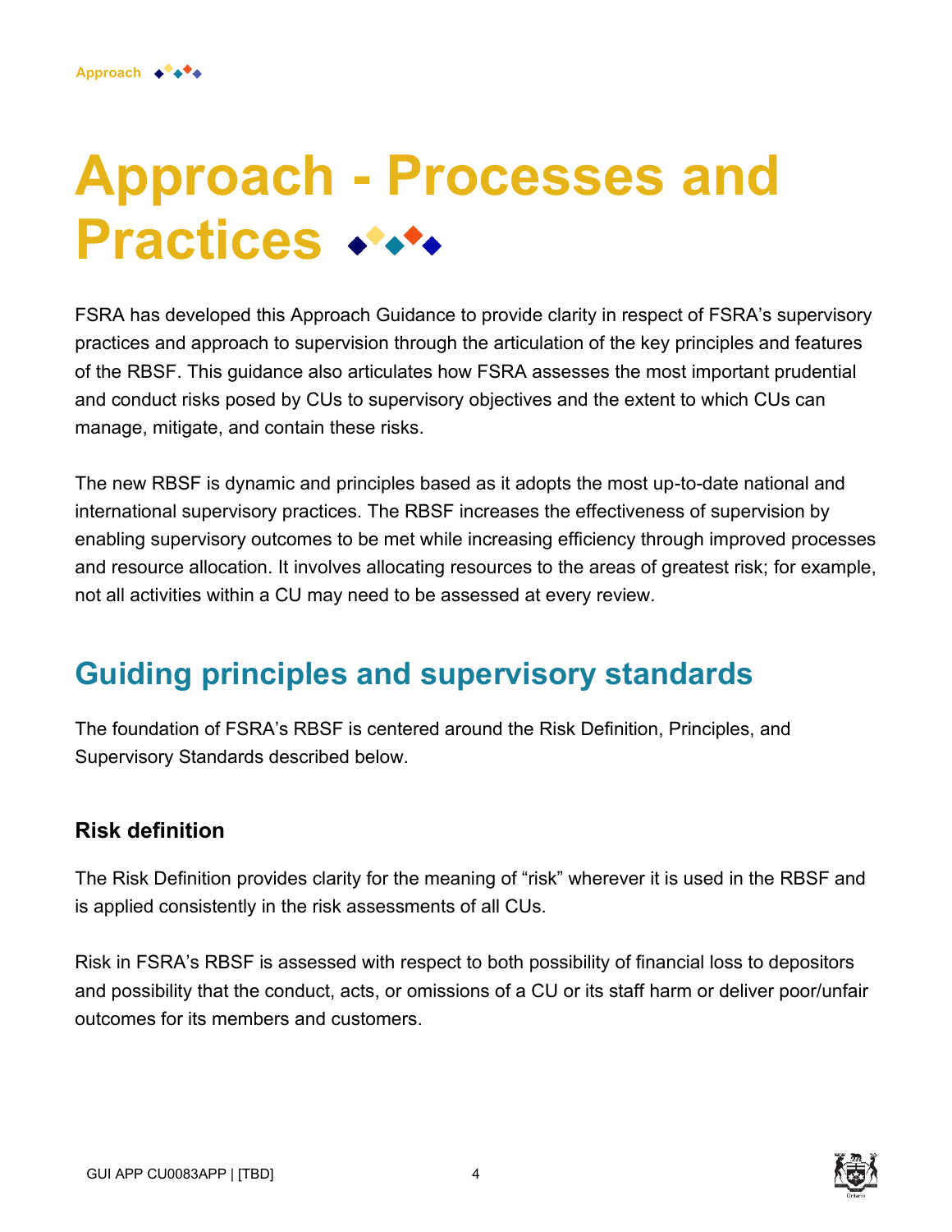# Approach - Processes and Practices

FSRA has developed this Approach Guidance to provide clarity in respect of FSRA's supervisory practices and approach to supervision through the articulation of the key principles and features of the RBSF. This guidance also articulates how FSRA assesses the most important prudential and conduct risks posed by CUs to supervisory objectives and the extent to which CUs can manage, mitigate, and contain these risks.

The new RBSF is dynamic and principles based as it adopts the most up-to-date national and international supervisory practices. The RBSF increases the effectiveness of supervision by enabling supervisory outcomes to be met while increasing efficiency through improved processes and resource allocation. It involves allocating resources to the areas of greatest risk; for example, not all activities within a CU may need to be assessed at every review.

## Guiding principles and supervisory standards

The foundation of FSRA's RBSF is centered around the Risk Definition, Principles, and Supervisory Standards described below.

### Risk definition

The Risk Definition provides clarity for the meaning of "risk" wherever it is used in the RBSF and is applied consistently in the risk assessments of all CUs.

Risk in FSRA's RBSF is assessed with respect to both possibility of financial loss to depositors and possibility that the conduct, acts, or omissions of a CU or its staff harm or deliver poor/unfair outcomes for its members and customers.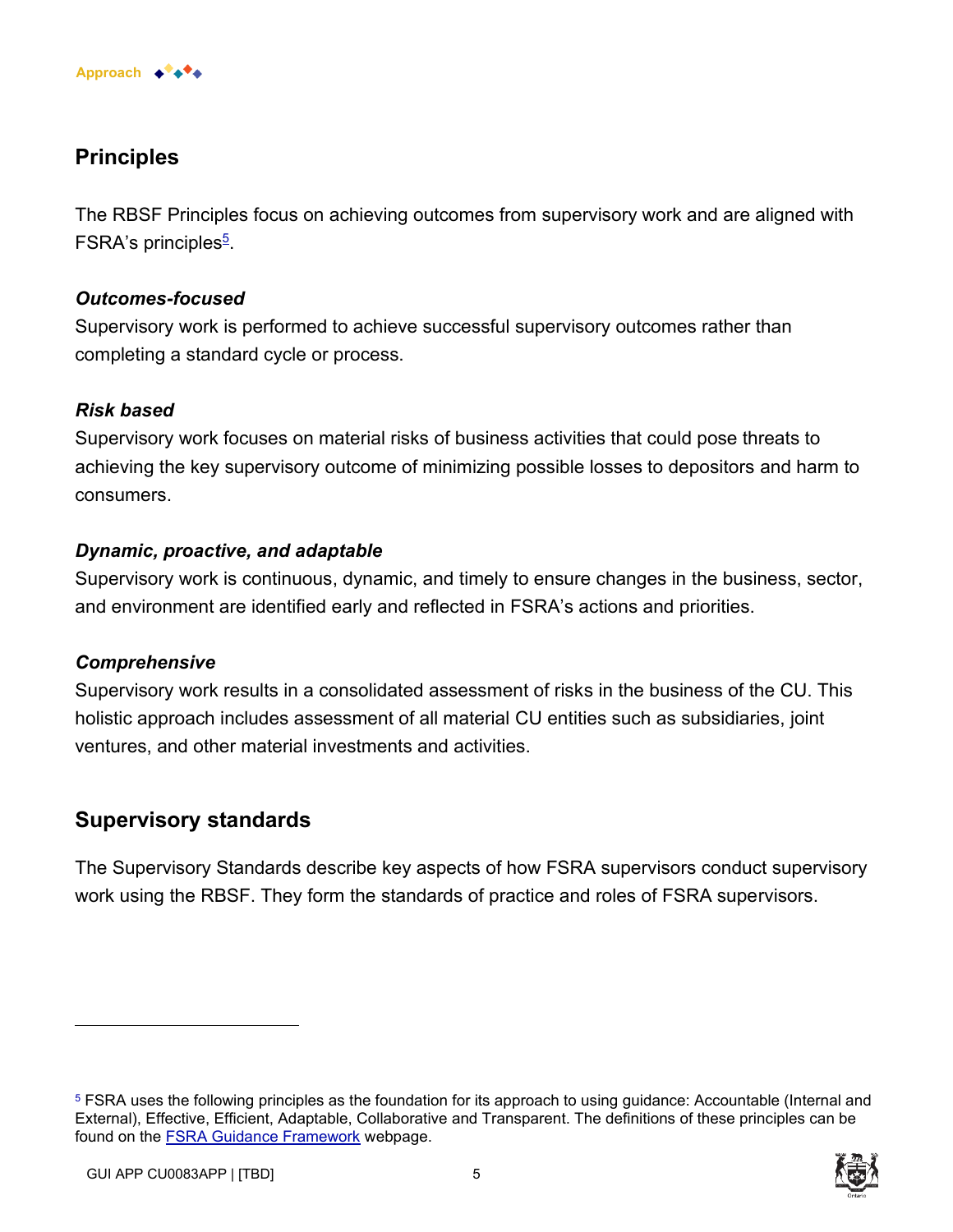## Principles

The RBSF Principles focus on achieving outcomes from supervisory work and are aligned with FSRA's principles[5].

***Outcomes-focused***
Supervisory work is performed to achieve successful supervisory outcomes rather than completing a standard cycle or process.

***Risk based***
Supervisory work focuses on material risks of business activities that could pose threats to achieving the key supervisory outcome of minimizing possible losses to depositors and harm to consumers.

***Dynamic, proactive, and adaptable***
Supervisory work is continuous, dynamic, and timely to ensure changes in the business, sector, and environment are identified early and reflected in FSRA's actions and priorities.

***Comprehensive***
Supervisory work results in a consolidated assessment of risks in the business of the CU. This holistic approach includes assessment of all material CU entities such as subsidiaries, joint ventures, and other material investments and activities.

## Supervisory standards

The Supervisory Standards describe key aspects of how FSRA supervisors conduct supervisory work using the RBSF. They form the standards of practice and roles of FSRA supervisors.

---

[5] FSRA uses the following principles as the foundation for its approach to using guidance: Accountable (Internal and External), Effective, Efficient, Adaptable, Collaborative and Transparent. The definitions of these principles can be found on the FSRA Guidance Framework webpage.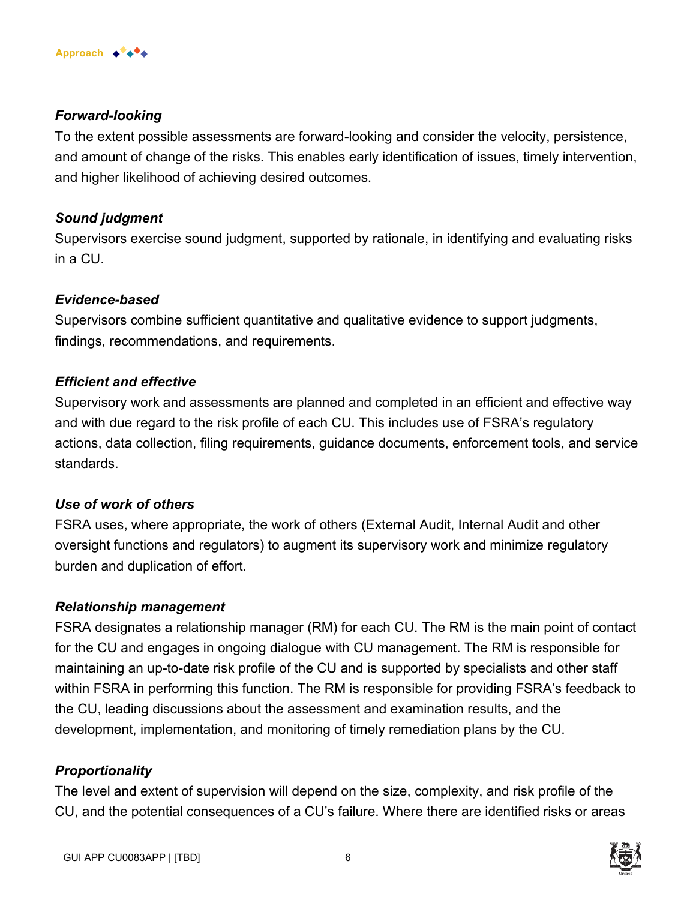***Forward-looking***

To the extent possible assessments are forward-looking and consider the velocity, persistence, and amount of change of the risks. This enables early identification of issues, timely intervention, and higher likelihood of achieving desired outcomes.

***Sound judgment***

Supervisors exercise sound judgment, supported by rationale, in identifying and evaluating risks in a CU.

***Evidence-based***

Supervisors combine sufficient quantitative and qualitative evidence to support judgments, findings, recommendations, and requirements.

***Efficient and effective***

Supervisory work and assessments are planned and completed in an efficient and effective way and with due regard to the risk profile of each CU. This includes use of FSRA's regulatory actions, data collection, filing requirements, guidance documents, enforcement tools, and service standards.

***Use of work of others***

FSRA uses, where appropriate, the work of others (External Audit, Internal Audit and other oversight functions and regulators) to augment its supervisory work and minimize regulatory burden and duplication of effort.

***Relationship management***

FSRA designates a relationship manager (RM) for each CU. The RM is the main point of contact for the CU and engages in ongoing dialogue with CU management. The RM is responsible for maintaining an up-to-date risk profile of the CU and is supported by specialists and other staff within FSRA in performing this function. The RM is responsible for providing FSRA's feedback to the CU, leading discussions about the assessment and examination results, and the development, implementation, and monitoring of timely remediation plans by the CU.

***Proportionality***

The level and extent of supervision will depend on the size, complexity, and risk profile of the CU, and the potential consequences of a CU's failure. Where there are identified risks or areas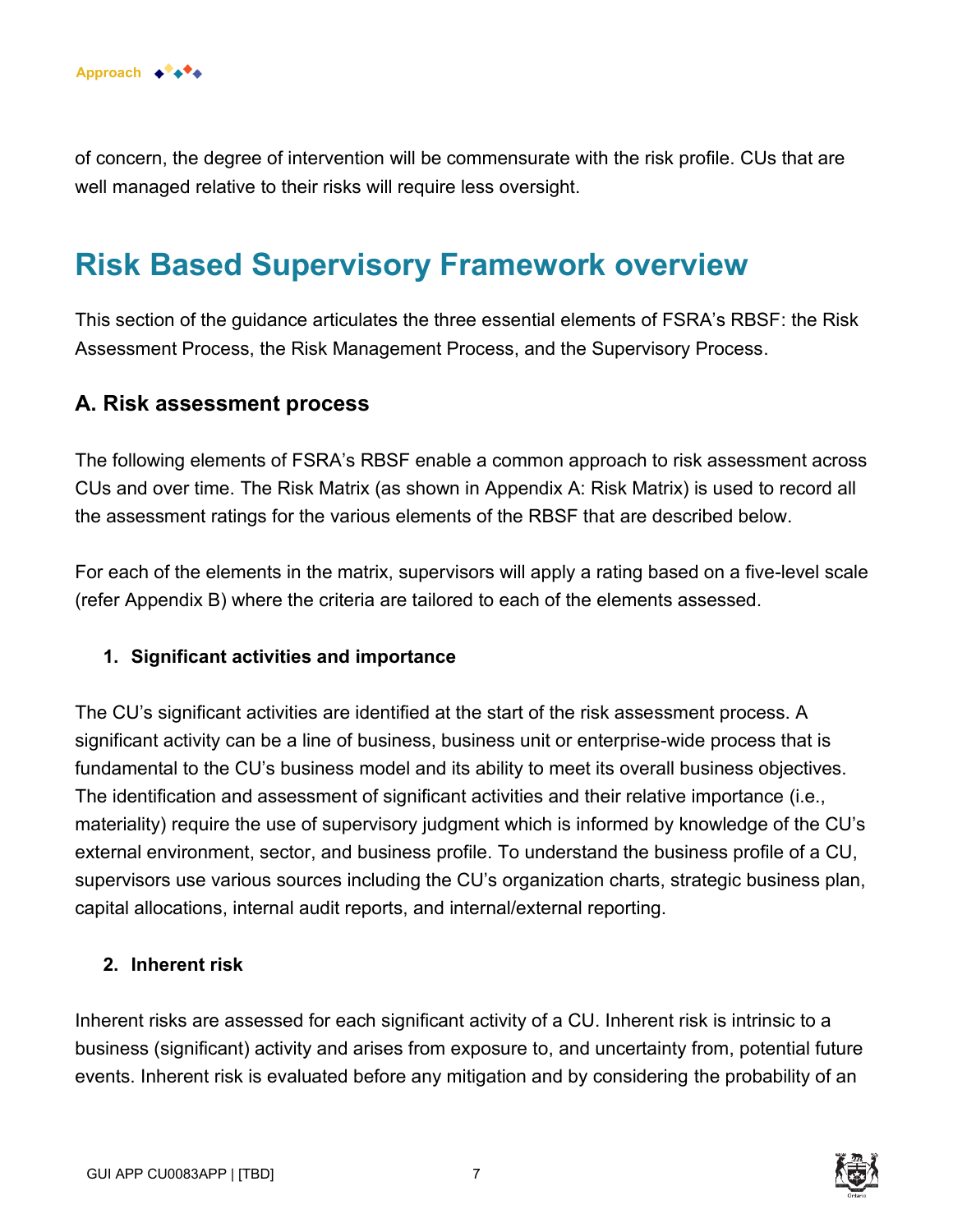of concern, the degree of intervention will be commensurate with the risk profile. CUs that are well managed relative to their risks will require less oversight.

# Risk Based Supervisory Framework overview

This section of the guidance articulates the three essential elements of FSRA's RBSF: the Risk Assessment Process, the Risk Management Process, and the Supervisory Process.

## A. Risk assessment process

The following elements of FSRA's RBSF enable a common approach to risk assessment across CUs and over time. The Risk Matrix (as shown in Appendix A: Risk Matrix) is used to record all the assessment ratings for the various elements of the RBSF that are described below.

For each of the elements in the matrix, supervisors will apply a rating based on a five-level scale (refer Appendix B) where the criteria are tailored to each of the elements assessed.

### 1. Significant activities and importance

The CU's significant activities are identified at the start of the risk assessment process. A significant activity can be a line of business, business unit or enterprise-wide process that is fundamental to the CU's business model and its ability to meet its overall business objectives. The identification and assessment of significant activities and their relative importance (i.e., materiality) require the use of supervisory judgment which is informed by knowledge of the CU's external environment, sector, and business profile. To understand the business profile of a CU, supervisors use various sources including the CU's organization charts, strategic business plan, capital allocations, internal audit reports, and internal/external reporting.

### 2. Inherent risk

Inherent risks are assessed for each significant activity of a CU. Inherent risk is intrinsic to a business (significant) activity and arises from exposure to, and uncertainty from, potential future events. Inherent risk is evaluated before any mitigation and by considering the probability of an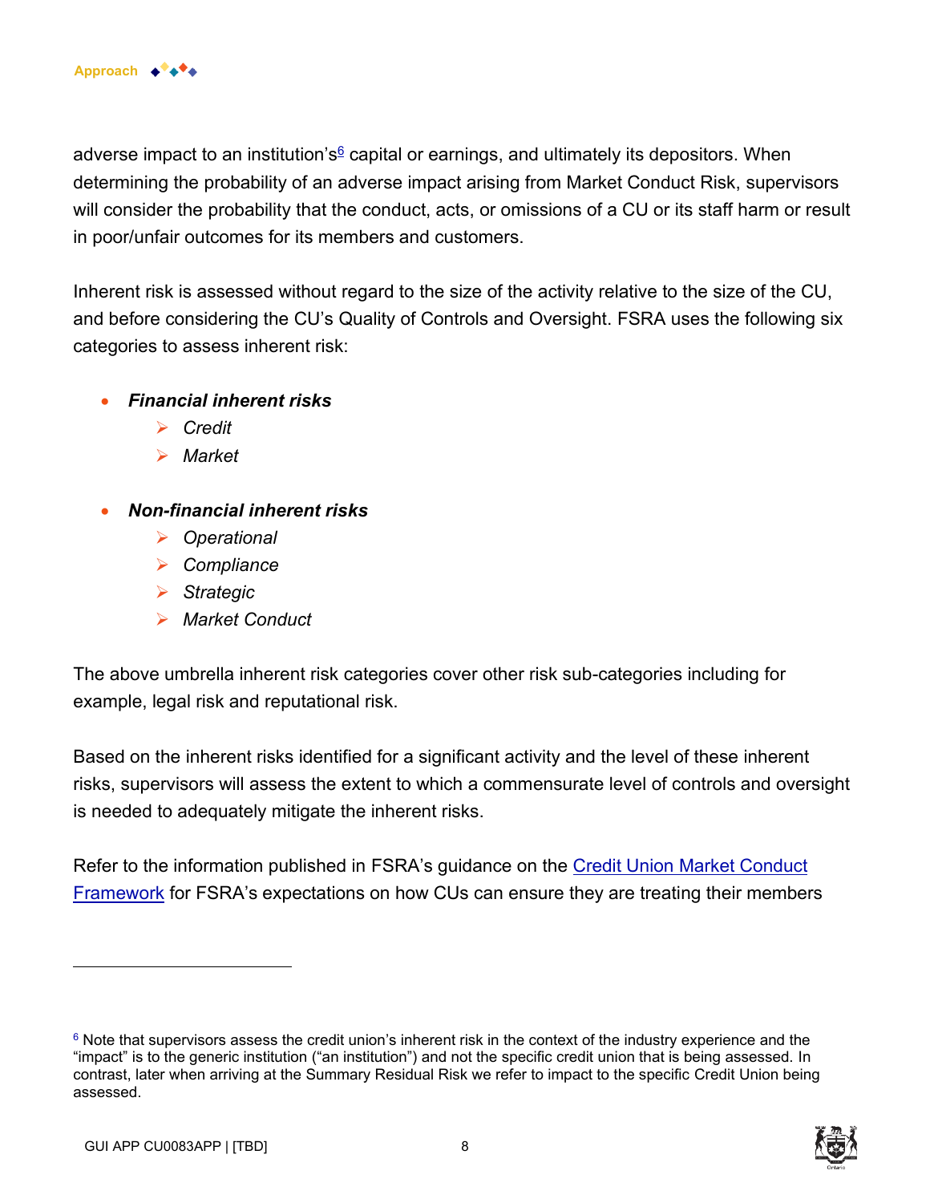adverse impact to an institution's[6] capital or earnings, and ultimately its depositors. When determining the probability of an adverse impact arising from Market Conduct Risk, supervisors will consider the probability that the conduct, acts, or omissions of a CU or its staff harm or result in poor/unfair outcomes for its members and customers.

Inherent risk is assessed without regard to the size of the activity relative to the size of the CU, and before considering the CU's Quality of Controls and Oversight. FSRA uses the following six categories to assess inherent risk:

- ***Financial inherent risks***
  - *Credit*
  - *Market*

- ***Non-financial inherent risks***
  - *Operational*
  - *Compliance*
  - *Strategic*
  - *Market Conduct*

The above umbrella inherent risk categories cover other risk sub-categories including for example, legal risk and reputational risk.

Based on the inherent risks identified for a significant activity and the level of these inherent risks, supervisors will assess the extent to which a commensurate level of controls and oversight is needed to adequately mitigate the inherent risks.

Refer to the information published in FSRA's guidance on the [Credit Union Market Conduct Framework]() for FSRA's expectations on how CUs can ensure they are treating their members

---

[6] Note that supervisors assess the credit union's inherent risk in the context of the industry experience and the "impact" is to the generic institution ("an institution") and not the specific credit union that is being assessed. In contrast, later when arriving at the Summary Residual Risk we refer to impact to the specific Credit Union being assessed.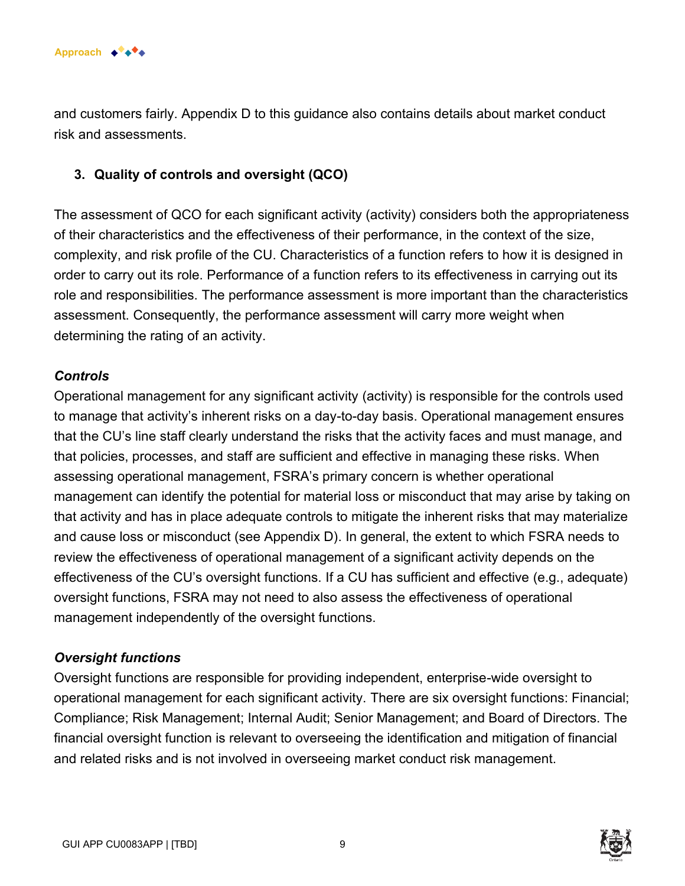and customers fairly. Appendix D to this guidance also contains details about market conduct risk and assessments.

### 3. Quality of controls and oversight (QCO)

The assessment of QCO for each significant activity (activity) considers both the appropriateness of their characteristics and the effectiveness of their performance, in the context of the size, complexity, and risk profile of the CU. Characteristics of a function refers to how it is designed in order to carry out its role. Performance of a function refers to its effectiveness in carrying out its role and responsibilities. The performance assessment is more important than the characteristics assessment. Consequently, the performance assessment will carry more weight when determining the rating of an activity.

#### *Controls*

Operational management for any significant activity (activity) is responsible for the controls used to manage that activity's inherent risks on a day-to-day basis. Operational management ensures that the CU's line staff clearly understand the risks that the activity faces and must manage, and that policies, processes, and staff are sufficient and effective in managing these risks. When assessing operational management, FSRA's primary concern is whether operational management can identify the potential for material loss or misconduct that may arise by taking on that activity and has in place adequate controls to mitigate the inherent risks that may materialize and cause loss or misconduct (see Appendix D). In general, the extent to which FSRA needs to review the effectiveness of operational management of a significant activity depends on the effectiveness of the CU's oversight functions. If a CU has sufficient and effective (e.g., adequate) oversight functions, FSRA may not need to also assess the effectiveness of operational management independently of the oversight functions.

#### *Oversight functions*

Oversight functions are responsible for providing independent, enterprise-wide oversight to operational management for each significant activity. There are six oversight functions: Financial; Compliance; Risk Management; Internal Audit; Senior Management; and Board of Directors. The financial oversight function is relevant to overseeing the identification and mitigation of financial and related risks and is not involved in overseeing market conduct risk management.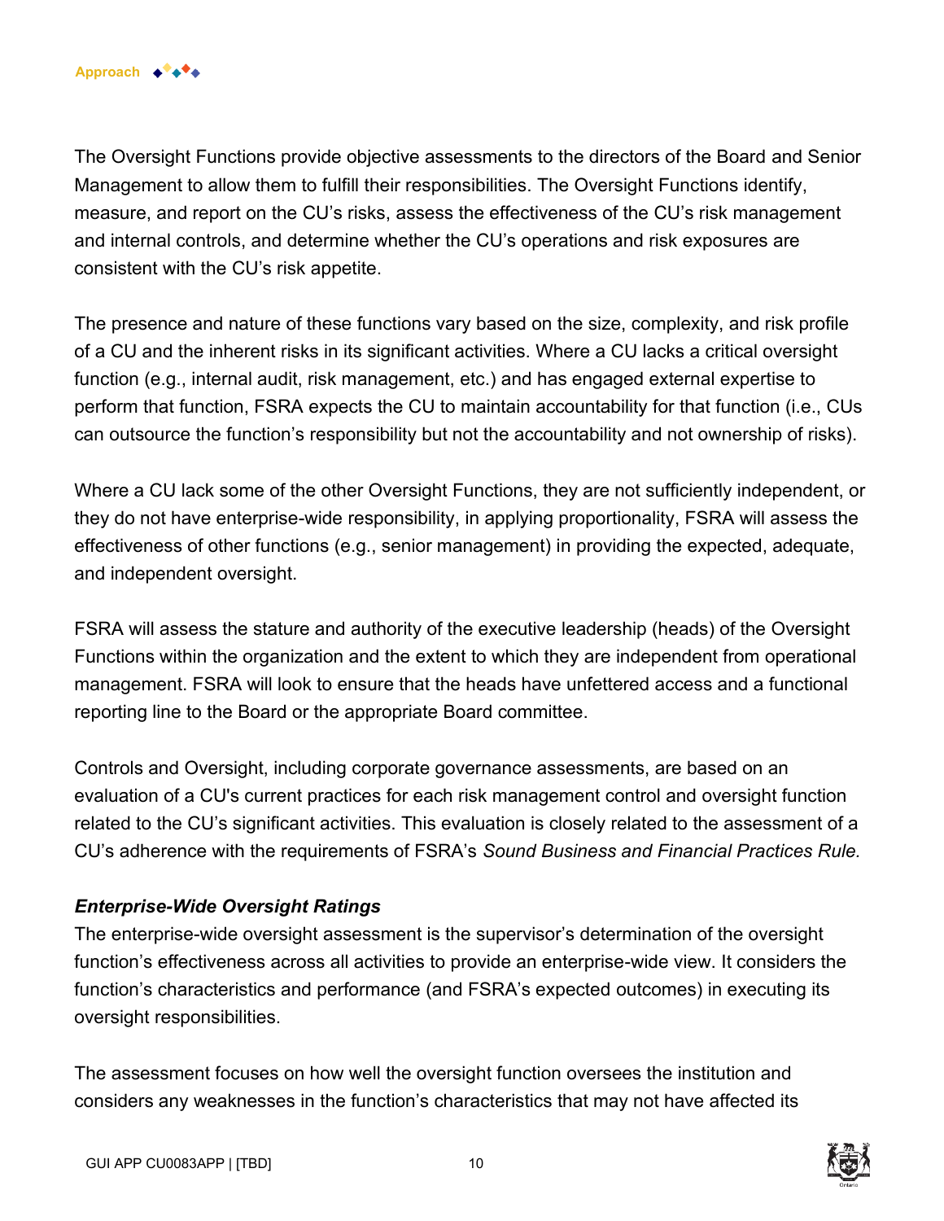The Oversight Functions provide objective assessments to the directors of the Board and Senior Management to allow them to fulfill their responsibilities. The Oversight Functions identify, measure, and report on the CU's risks, assess the effectiveness of the CU's risk management and internal controls, and determine whether the CU's operations and risk exposures are consistent with the CU's risk appetite.

The presence and nature of these functions vary based on the size, complexity, and risk profile of a CU and the inherent risks in its significant activities. Where a CU lacks a critical oversight function (e.g., internal audit, risk management, etc.) and has engaged external expertise to perform that function, FSRA expects the CU to maintain accountability for that function (i.e., CUs can outsource the function's responsibility but not the accountability and not ownership of risks).

Where a CU lack some of the other Oversight Functions, they are not sufficiently independent, or they do not have enterprise-wide responsibility, in applying proportionality, FSRA will assess the effectiveness of other functions (e.g., senior management) in providing the expected, adequate, and independent oversight.

FSRA will assess the stature and authority of the executive leadership (heads) of the Oversight Functions within the organization and the extent to which they are independent from operational management. FSRA will look to ensure that the heads have unfettered access and a functional reporting line to the Board or the appropriate Board committee.

Controls and Oversight, including corporate governance assessments, are based on an evaluation of a CU's current practices for each risk management control and oversight function related to the CU's significant activities. This evaluation is closely related to the assessment of a CU's adherence with the requirements of FSRA's *Sound Business and Financial Practices Rule.*

***Enterprise-Wide Oversight Ratings***

The enterprise-wide oversight assessment is the supervisor's determination of the oversight function's effectiveness across all activities to provide an enterprise-wide view. It considers the function's characteristics and performance (and FSRA's expected outcomes) in executing its oversight responsibilities.

The assessment focuses on how well the oversight function oversees the institution and considers any weaknesses in the function's characteristics that may not have affected its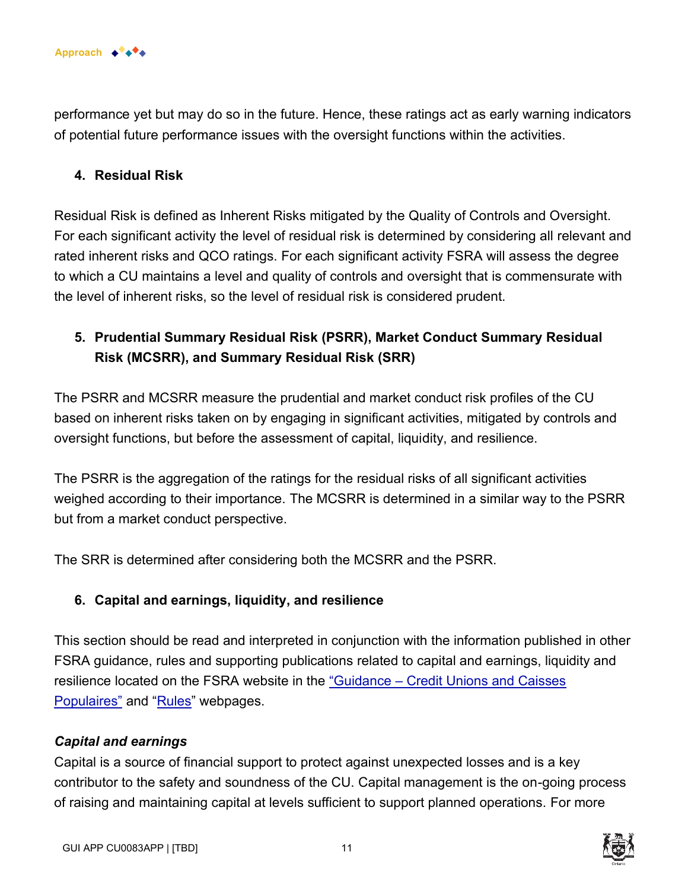performance yet but may do so in the future. Hence, these ratings act as early warning indicators of potential future performance issues with the oversight functions within the activities.

4. **Residual Risk**

Residual Risk is defined as Inherent Risks mitigated by the Quality of Controls and Oversight. For each significant activity the level of residual risk is determined by considering all relevant and rated inherent risks and QCO ratings. For each significant activity FSRA will assess the degree to which a CU maintains a level and quality of controls and oversight that is commensurate with the level of inherent risks, so the level of residual risk is considered prudent.

5. **Prudential Summary Residual Risk (PSRR), Market Conduct Summary Residual Risk (MCSRR), and Summary Residual Risk (SRR)**

The PSRR and MCSRR measure the prudential and market conduct risk profiles of the CU based on inherent risks taken on by engaging in significant activities, mitigated by controls and oversight functions, but before the assessment of capital, liquidity, and resilience.

The PSRR is the aggregation of the ratings for the residual risks of all significant activities weighed according to their importance. The MCSRR is determined in a similar way to the PSRR but from a market conduct perspective.

The SRR is determined after considering both the MCSRR and the PSRR.

6. **Capital and earnings, liquidity, and resilience**

This section should be read and interpreted in conjunction with the information published in other FSRA guidance, rules and supporting publications related to capital and earnings, liquidity and resilience located on the FSRA website in the "Guidance – Credit Unions and Caisses Populaires" and "Rules" webpages.

***Capital and earnings***

Capital is a source of financial support to protect against unexpected losses and is a key contributor to the safety and soundness of the CU. Capital management is the on-going process of raising and maintaining capital at levels sufficient to support planned operations. For more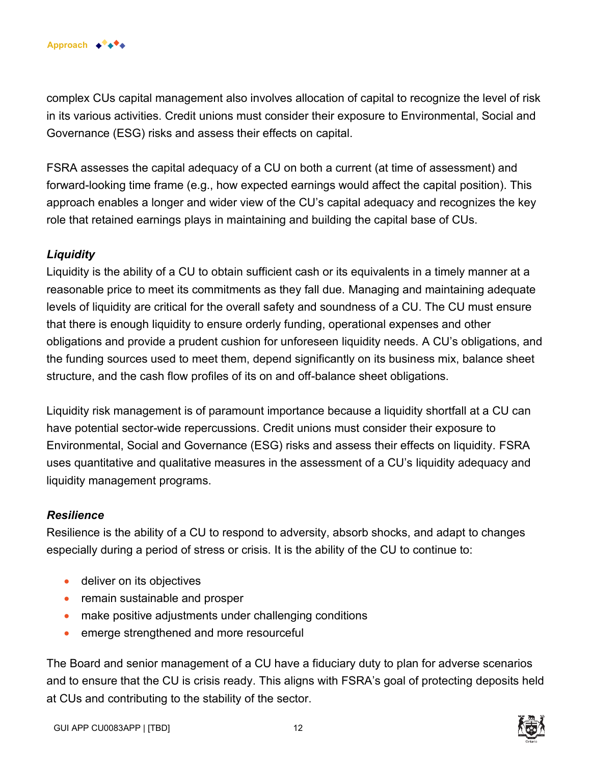complex CUs capital management also involves allocation of capital to recognize the level of risk in its various activities. Credit unions must consider their exposure to Environmental, Social and Governance (ESG) risks and assess their effects on capital.

FSRA assesses the capital adequacy of a CU on both a current (at time of assessment) and forward-looking time frame (e.g., how expected earnings would affect the capital position). This approach enables a longer and wider view of the CU's capital adequacy and recognizes the key role that retained earnings plays in maintaining and building the capital base of CUs.

#### ***Liquidity***

Liquidity is the ability of a CU to obtain sufficient cash or its equivalents in a timely manner at a reasonable price to meet its commitments as they fall due. Managing and maintaining adequate levels of liquidity are critical for the overall safety and soundness of a CU. The CU must ensure that there is enough liquidity to ensure orderly funding, operational expenses and other obligations and provide a prudent cushion for unforeseen liquidity needs. A CU's obligations, and the funding sources used to meet them, depend significantly on its business mix, balance sheet structure, and the cash flow profiles of its on and off-balance sheet obligations.

Liquidity risk management is of paramount importance because a liquidity shortfall at a CU can have potential sector-wide repercussions. Credit unions must consider their exposure to Environmental, Social and Governance (ESG) risks and assess their effects on liquidity. FSRA uses quantitative and qualitative measures in the assessment of a CU's liquidity adequacy and liquidity management programs.

#### ***Resilience***

Resilience is the ability of a CU to respond to adversity, absorb shocks, and adapt to changes especially during a period of stress or crisis. It is the ability of the CU to continue to:

- deliver on its objectives
- remain sustainable and prosper
- make positive adjustments under challenging conditions
- emerge strengthened and more resourceful

The Board and senior management of a CU have a fiduciary duty to plan for adverse scenarios and to ensure that the CU is crisis ready. This aligns with FSRA's goal of protecting deposits held at CUs and contributing to the stability of the sector.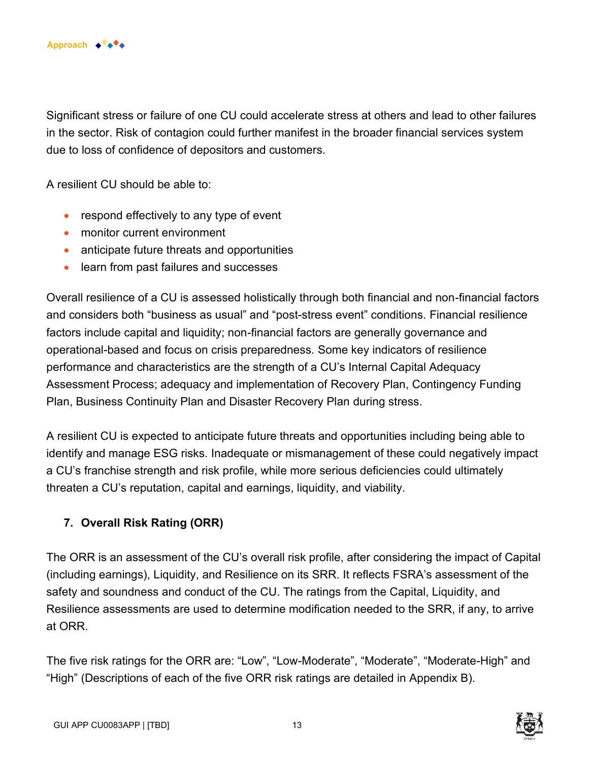Significant stress or failure of one CU could accelerate stress at others and lead to other failures in the sector. Risk of contagion could further manifest in the broader financial services system due to loss of confidence of depositors and customers.

A resilient CU should be able to:

- respond effectively to any type of event
- monitor current environment
- anticipate future threats and opportunities
- learn from past failures and successes

Overall resilience of a CU is assessed holistically through both financial and non-financial factors and considers both “business as usual” and “post-stress event” conditions. Financial resilience factors include capital and liquidity; non-financial factors are generally governance and operational-based and focus on crisis preparedness. Some key indicators of resilience performance and characteristics are the strength of a CU’s Internal Capital Adequacy Assessment Process; adequacy and implementation of Recovery Plan, Contingency Funding Plan, Business Continuity Plan and Disaster Recovery Plan during stress.

A resilient CU is expected to anticipate future threats and opportunities including being able to identify and manage ESG risks. Inadequate or mismanagement of these could negatively impact a CU’s franchise strength and risk profile, while more serious deficiencies could ultimately threaten a CU’s reputation, capital and earnings, liquidity, and viability.

## 7. Overall Risk Rating (ORR)

The ORR is an assessment of the CU’s overall risk profile, after considering the impact of Capital (including earnings), Liquidity, and Resilience on its SRR. It reflects FSRA’s assessment of the safety and soundness and conduct of the CU. The ratings from the Capital, Liquidity, and Resilience assessments are used to determine modification needed to the SRR, if any, to arrive at ORR.

The five risk ratings for the ORR are: “Low”, “Low-Moderate”, “Moderate”, “Moderate-High” and “High” (Descriptions of each of the five ORR risk ratings are detailed in Appendix B).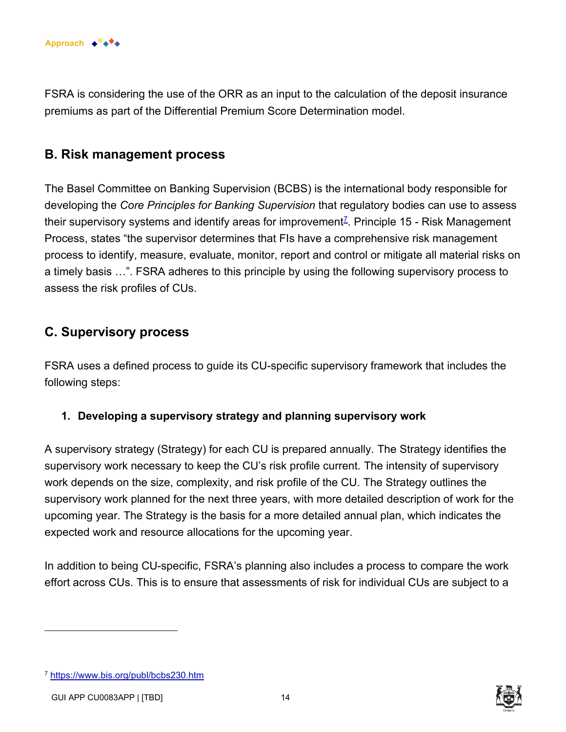FSRA is considering the use of the ORR as an input to the calculation of the deposit insurance premiums as part of the Differential Premium Score Determination model.

## B. Risk management process

The Basel Committee on Banking Supervision (BCBS) is the international body responsible for developing the *Core Principles for Banking Supervision* that regulatory bodies can use to assess their supervisory systems and identify areas for improvement[7]. Principle 15 - Risk Management Process, states "the supervisor determines that FIs have a comprehensive risk management process to identify, measure, evaluate, monitor, report and control or mitigate all material risks on a timely basis …". FSRA adheres to this principle by using the following supervisory process to assess the risk profiles of CUs.

## C. Supervisory process

FSRA uses a defined process to guide its CU-specific supervisory framework that includes the following steps:

### 1. Developing a supervisory strategy and planning supervisory work

A supervisory strategy (Strategy) for each CU is prepared annually. The Strategy identifies the supervisory work necessary to keep the CU's risk profile current. The intensity of supervisory work depends on the size, complexity, and risk profile of the CU. The Strategy outlines the supervisory work planned for the next three years, with more detailed description of work for the upcoming year. The Strategy is the basis for a more detailed annual plan, which indicates the expected work and resource allocations for the upcoming year.

In addition to being CU-specific, FSRA's planning also includes a process to compare the work effort across CUs. This is to ensure that assessments of risk for individual CUs are subject to a

---

[7] https://www.bis.org/publ/bcbs230.htm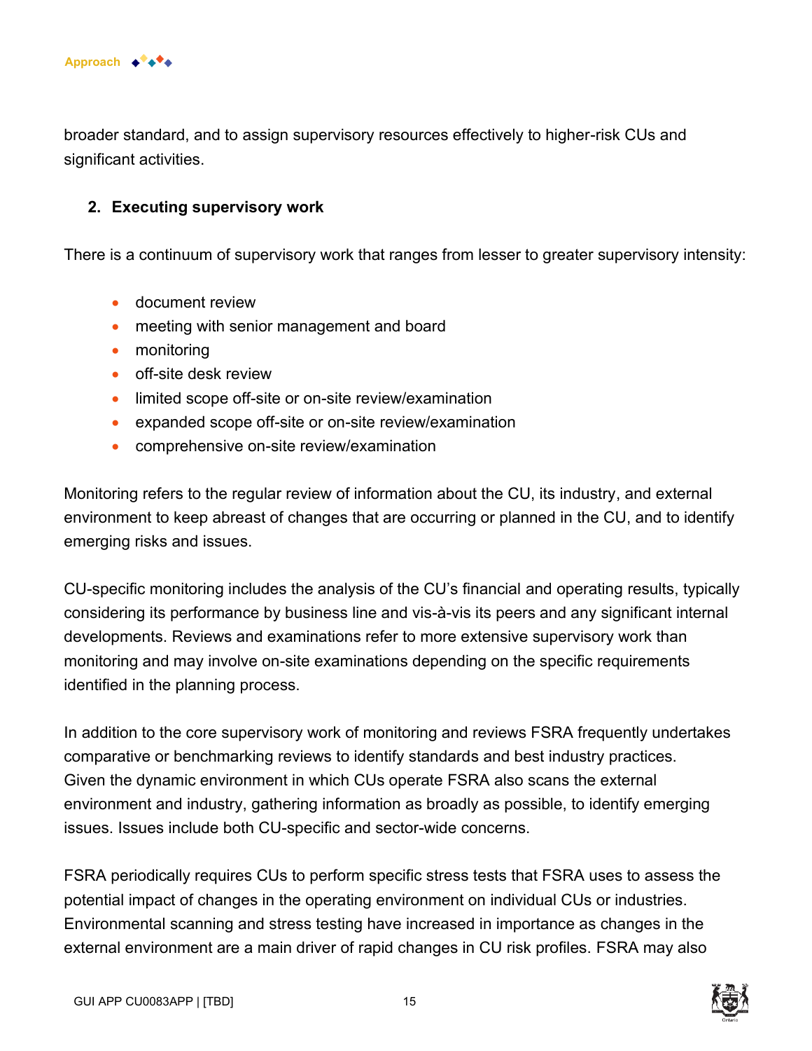broader standard, and to assign supervisory resources effectively to higher-risk CUs and significant activities.

2. **Executing supervisory work**

There is a continuum of supervisory work that ranges from lesser to greater supervisory intensity:

- document review
- meeting with senior management and board
- monitoring
- off-site desk review
- limited scope off-site or on-site review/examination
- expanded scope off-site or on-site review/examination
- comprehensive on-site review/examination

Monitoring refers to the regular review of information about the CU, its industry, and external environment to keep abreast of changes that are occurring or planned in the CU, and to identify emerging risks and issues.

CU-specific monitoring includes the analysis of the CU's financial and operating results, typically considering its performance by business line and vis-à-vis its peers and any significant internal developments. Reviews and examinations refer to more extensive supervisory work than monitoring and may involve on-site examinations depending on the specific requirements identified in the planning process.

In addition to the core supervisory work of monitoring and reviews FSRA frequently undertakes comparative or benchmarking reviews to identify standards and best industry practices. Given the dynamic environment in which CUs operate FSRA also scans the external environment and industry, gathering information as broadly as possible, to identify emerging issues. Issues include both CU-specific and sector-wide concerns.

FSRA periodically requires CUs to perform specific stress tests that FSRA uses to assess the potential impact of changes in the operating environment on individual CUs or industries. Environmental scanning and stress testing have increased in importance as changes in the external environment are a main driver of rapid changes in CU risk profiles. FSRA may also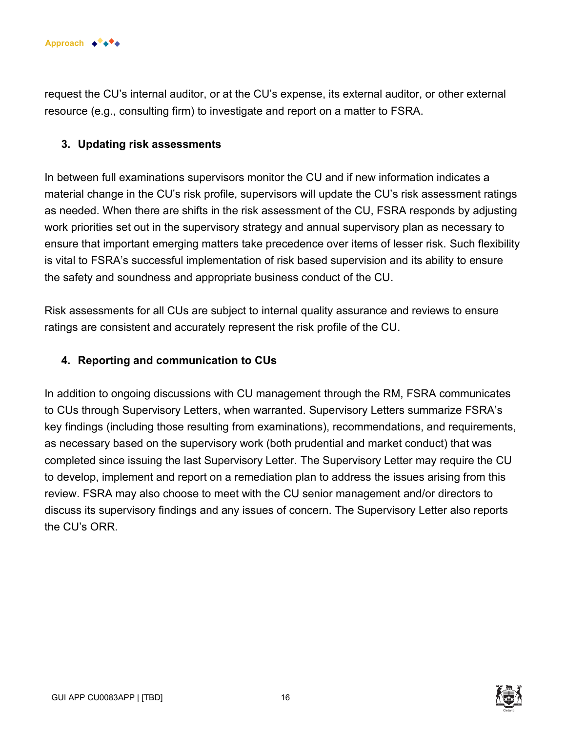request the CU's internal auditor, or at the CU's expense, its external auditor, or other external resource (e.g., consulting firm) to investigate and report on a matter to FSRA.

### 3. Updating risk assessments

In between full examinations supervisors monitor the CU and if new information indicates a material change in the CU's risk profile, supervisors will update the CU's risk assessment ratings as needed. When there are shifts in the risk assessment of the CU, FSRA responds by adjusting work priorities set out in the supervisory strategy and annual supervisory plan as necessary to ensure that important emerging matters take precedence over items of lesser risk. Such flexibility is vital to FSRA's successful implementation of risk based supervision and its ability to ensure the safety and soundness and appropriate business conduct of the CU.

Risk assessments for all CUs are subject to internal quality assurance and reviews to ensure ratings are consistent and accurately represent the risk profile of the CU.

### 4. Reporting and communication to CUs

In addition to ongoing discussions with CU management through the RM, FSRA communicates to CUs through Supervisory Letters, when warranted. Supervisory Letters summarize FSRA's key findings (including those resulting from examinations), recommendations, and requirements, as necessary based on the supervisory work (both prudential and market conduct) that was completed since issuing the last Supervisory Letter. The Supervisory Letter may require the CU to develop, implement and report on a remediation plan to address the issues arising from this review. FSRA may also choose to meet with the CU senior management and/or directors to discuss its supervisory findings and any issues of concern. The Supervisory Letter also reports the CU's ORR.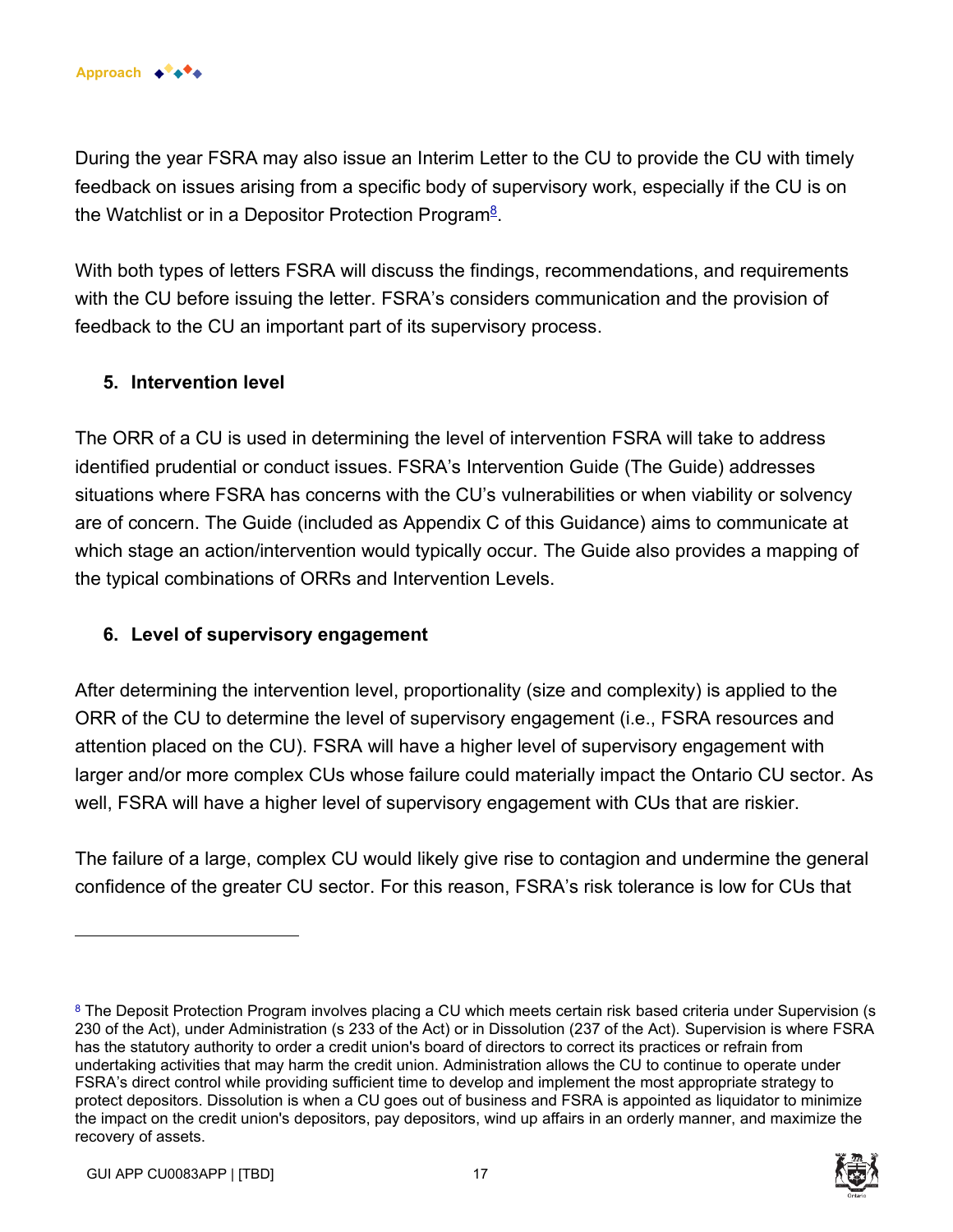During the year FSRA may also issue an Interim Letter to the CU to provide the CU with timely feedback on issues arising from a specific body of supervisory work, especially if the CU is on the Watchlist or in a Depositor Protection Program[8].

With both types of letters FSRA will discuss the findings, recommendations, and requirements with the CU before issuing the letter. FSRA's considers communication and the provision of feedback to the CU an important part of its supervisory process.

### 5. Intervention level

The ORR of a CU is used in determining the level of intervention FSRA will take to address identified prudential or conduct issues. FSRA's Intervention Guide (The Guide) addresses situations where FSRA has concerns with the CU's vulnerabilities or when viability or solvency are of concern. The Guide (included as Appendix C of this Guidance) aims to communicate at which stage an action/intervention would typically occur. The Guide also provides a mapping of the typical combinations of ORRs and Intervention Levels.

### 6. Level of supervisory engagement

After determining the intervention level, proportionality (size and complexity) is applied to the ORR of the CU to determine the level of supervisory engagement (i.e., FSRA resources and attention placed on the CU). FSRA will have a higher level of supervisory engagement with larger and/or more complex CUs whose failure could materially impact the Ontario CU sector. As well, FSRA will have a higher level of supervisory engagement with CUs that are riskier.

The failure of a large, complex CU would likely give rise to contagion and undermine the general confidence of the greater CU sector. For this reason, FSRA's risk tolerance is low for CUs that

---

[8] The Deposit Protection Program involves placing a CU which meets certain risk based criteria under Supervision (s 230 of the Act), under Administration (s 233 of the Act) or in Dissolution (237 of the Act). Supervision is where FSRA has the statutory authority to order a credit union's board of directors to correct its practices or refrain from undertaking activities that may harm the credit union. Administration allows the CU to continue to operate under FSRA's direct control while providing sufficient time to develop and implement the most appropriate strategy to protect depositors. Dissolution is when a CU goes out of business and FSRA is appointed as liquidator to minimize the impact on the credit union's depositors, pay depositors, wind up affairs in an orderly manner, and maximize the recovery of assets.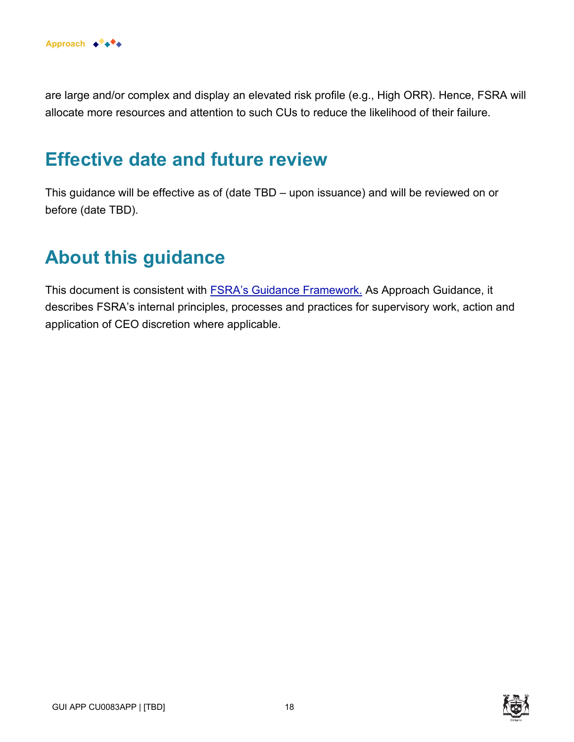are large and/or complex and display an elevated risk profile (e.g., High ORR). Hence, FSRA will allocate more resources and attention to such CUs to reduce the likelihood of their failure.

## Effective date and future review

This guidance will be effective as of (date TBD – upon issuance) and will be reviewed on or before (date TBD).

## About this guidance

This document is consistent with [FSRA's Guidance Framework.](#) As Approach Guidance, it describes FSRA's internal principles, processes and practices for supervisory work, action and application of CEO discretion where applicable.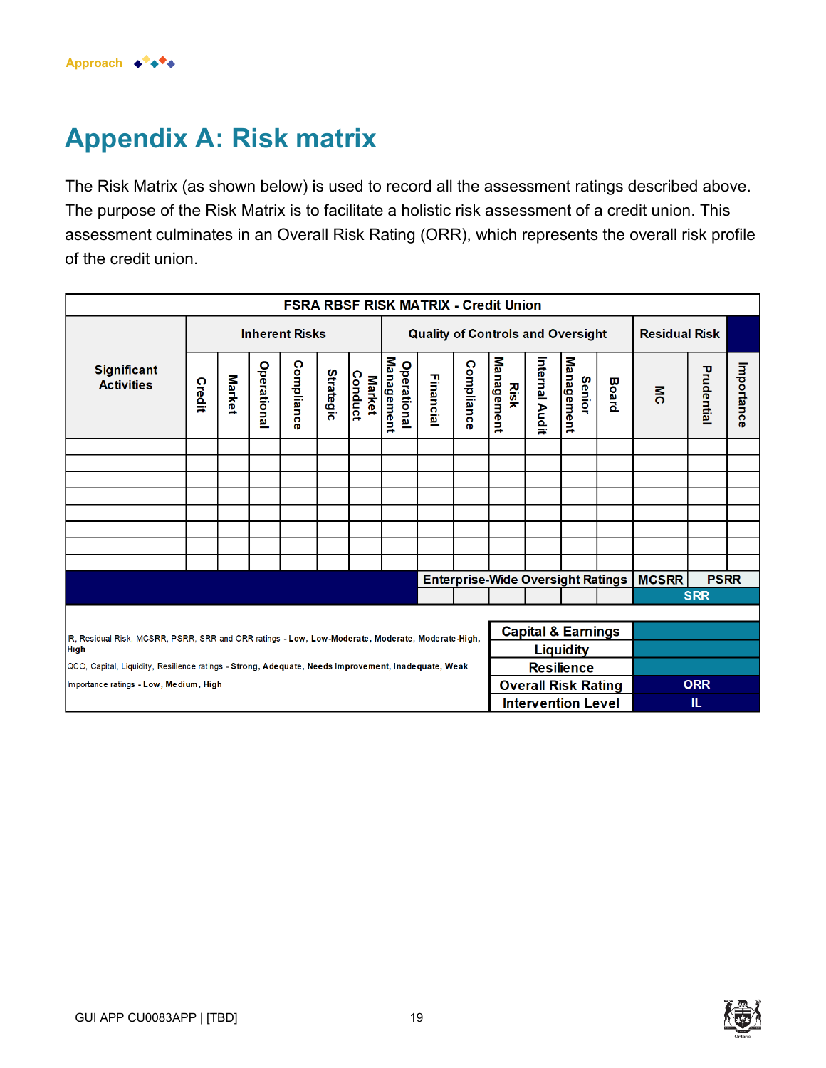# Appendix A: Risk matrix

The Risk Matrix (as shown below) is used to record all the assessment ratings described above. The purpose of the Risk Matrix is to facilitate a holistic risk assessment of a credit union. This assessment culminates in an Overall Risk Rating (ORR), which represents the overall risk profile of the credit union.

**FSRA RBSF RISK MATRIX - Credit Union**

| Significant Activities | Inherent Risks | | | | | | Quality of Controls and Oversight | | | | | | | Residual Risk | | |
|---|---|---|---|---|---|---|---|---|---|---|---|---|---|---|---|---|
| | Credit | Market | Operational | Compliance | Strategic | Market Conduct | Operational Management | Financial | Compliance | Risk Management | Internal Audit | Senior Management | Board | MC | Prudential | Importance |
| | | | | | | | | | | | | | | | | |
| | | | | | | | | | | | | | | | | |
| | | | | | | | | | | | | | | | | |
| | | | | | | | | | | | | | | | | |
| | | | | | | | | | | | | | | | | |
| | | | | | | | | | | | | | | | | |
| | | | | | | | | | | | | | | | | |
| | | | | | | | | | | | | | | | | |
| | | | | | | | Enterprise-Wide Oversight Ratings | | | | | | | MCSRR | PSRR | |
| | | | | | | | | | | | | | | SRR | | |

| | |
|---|---|
| Capital & Earnings | |
| Liquidity | |
| Resilience | |
| Overall Risk Rating | ORR |
| Intervention Level | IL |

IR, Residual Risk, MCSRR, PSRR, SRR and ORR ratings - **Low, Low-Moderate, Moderate, Moderate-High, High**

QCO, Capital, Liquidity, Resilience ratings - **Strong, Adequate, Needs Improvement, Inadequate, Weak**

Importance ratings - **Low, Medium, High**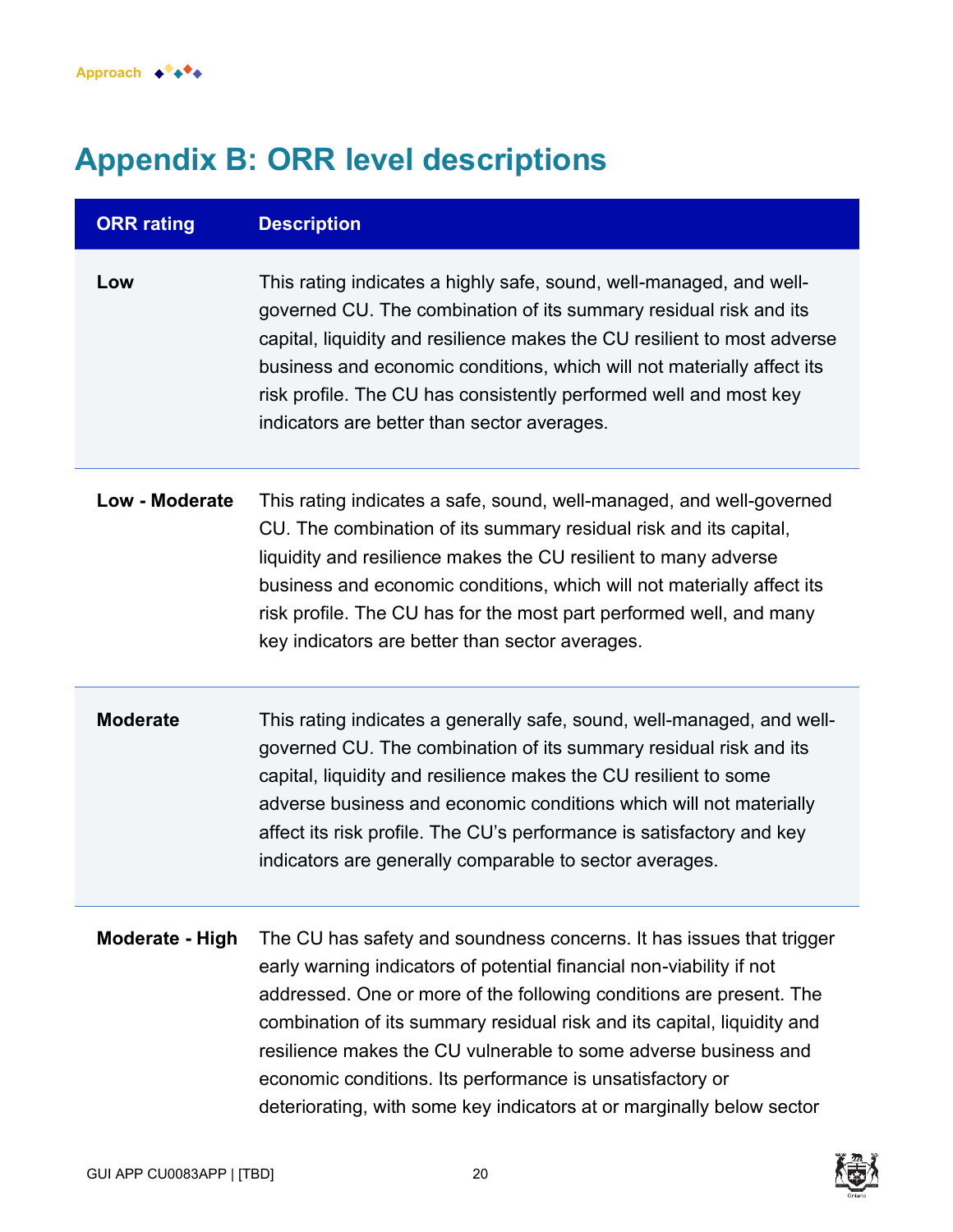# Appendix B: ORR level descriptions

| ORR rating | Description |
|---|---|
| **Low** | This rating indicates a highly safe, sound, well-managed, and well-governed CU. The combination of its summary residual risk and its capital, liquidity and resilience makes the CU resilient to most adverse business and economic conditions, which will not materially affect its risk profile. The CU has consistently performed well and most key indicators are better than sector averages. |
| **Low - Moderate** | This rating indicates a safe, sound, well-managed, and well-governed CU. The combination of its summary residual risk and its capital, liquidity and resilience makes the CU resilient to many adverse business and economic conditions, which will not materially affect its risk profile. The CU has for the most part performed well, and many key indicators are better than sector averages. |
| **Moderate** | This rating indicates a generally safe, sound, well-managed, and well-governed CU. The combination of its summary residual risk and its capital, liquidity and resilience makes the CU resilient to some adverse business and economic conditions which will not materially affect its risk profile. The CU's performance is satisfactory and key indicators are generally comparable to sector averages. |
| **Moderate - High** | The CU has safety and soundness concerns. It has issues that trigger early warning indicators of potential financial non-viability if not addressed. One or more of the following conditions are present. The combination of its summary residual risk and its capital, liquidity and resilience makes the CU vulnerable to some adverse business and economic conditions. Its performance is unsatisfactory or deteriorating, with some key indicators at or marginally below sector |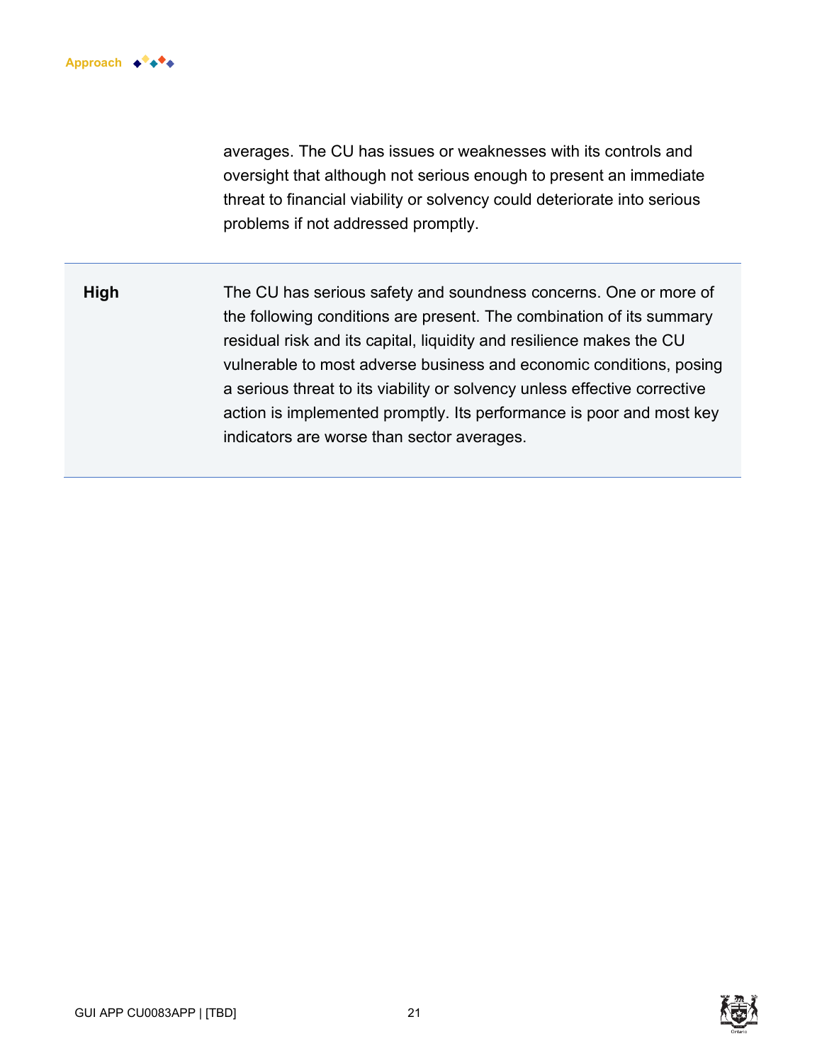| | |
|---|---|
| | averages. The CU has issues or weaknesses with its controls and oversight that although not serious enough to present an immediate threat to financial viability or solvency could deteriorate into serious problems if not addressed promptly. |
| **High** | The CU has serious safety and soundness concerns. One or more of the following conditions are present. The combination of its summary residual risk and its capital, liquidity and resilience makes the CU vulnerable to most adverse business and economic conditions, posing a serious threat to its viability or solvency unless effective corrective action is implemented promptly. Its performance is poor and most key indicators are worse than sector averages. |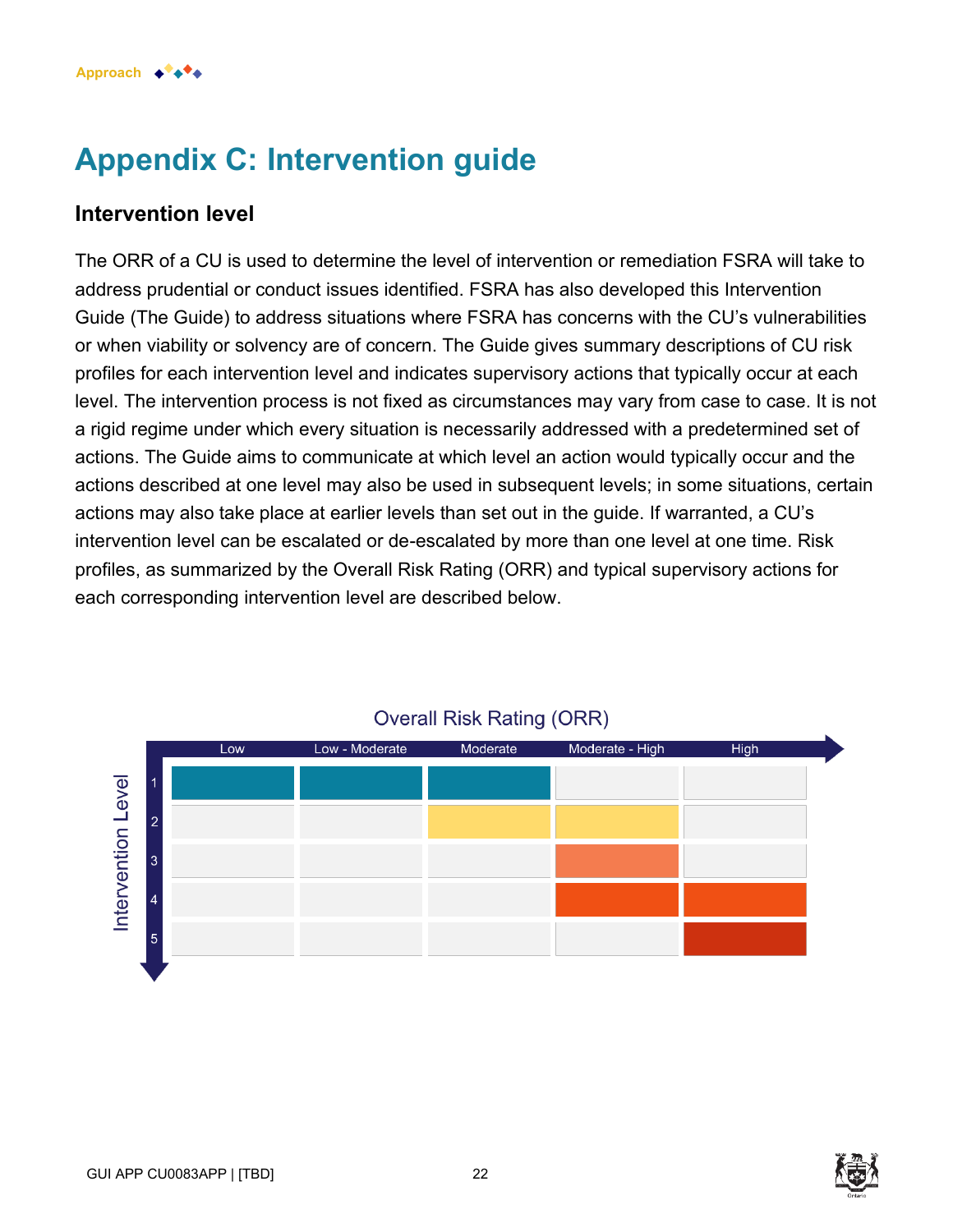# Appendix C: Intervention guide

## Intervention level

The ORR of a CU is used to determine the level of intervention or remediation FSRA will take to address prudential or conduct issues identified. FSRA has also developed this Intervention Guide (The Guide) to address situations where FSRA has concerns with the CU's vulnerabilities or when viability or solvency are of concern. The Guide gives summary descriptions of CU risk profiles for each intervention level and indicates supervisory actions that typically occur at each level. The intervention process is not fixed as circumstances may vary from case to case. It is not a rigid regime under which every situation is necessarily addressed with a predetermined set of actions. The Guide aims to communicate at which level an action would typically occur and the actions described at one level may also be used in subsequent levels; in some situations, certain actions may also take place at earlier levels than set out in the guide. If warranted, a CU's intervention level can be escalated or de-escalated by more than one level at one time. Risk profiles, as summarized by the Overall Risk Rating (ORR) and typical supervisory actions for each corresponding intervention level are described below.

**Overall Risk Rating (ORR)**

| Intervention Level | Low | Low - Moderate | Moderate | Moderate - High | High |
|---|---|---|---|---|---|
| 1 | ■ | ■ | ■ | | |
| 2 | | | ■ | ■ | |
| 3 | | | | ■ | |
| 4 | | | | ■ | ■ |
| 5 | | | | | ■ |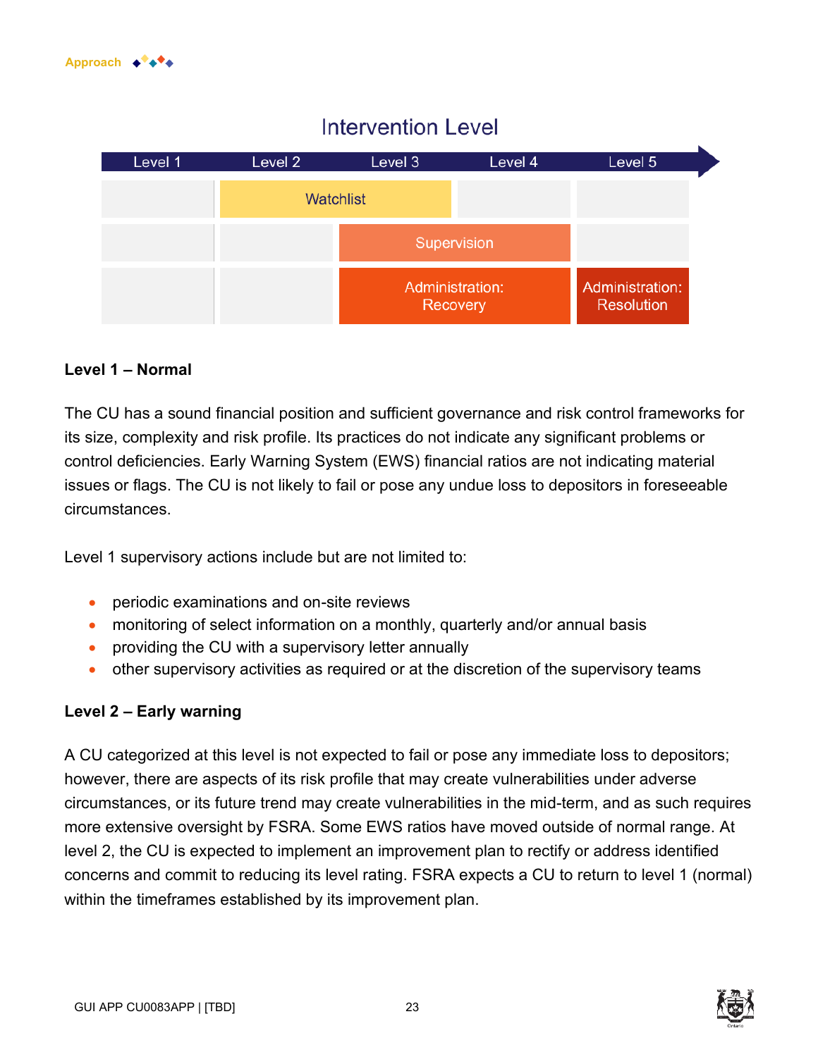## Intervention Level

| Level 1 | Level 2 | Level 3 | Level 4 | Level 5 |
|---|---|---|---|---|
| | Watchlist | Watchlist | | |
| | | Supervision | Supervision | |
| | | Administration: Recovery | Administration: Recovery | Administration: Resolution |

**Level 1 – Normal**

The CU has a sound financial position and sufficient governance and risk control frameworks for its size, complexity and risk profile. Its practices do not indicate any significant problems or control deficiencies. Early Warning System (EWS) financial ratios are not indicating material issues or flags. The CU is not likely to fail or pose any undue loss to depositors in foreseeable circumstances.

Level 1 supervisory actions include but are not limited to:

- periodic examinations and on-site reviews
- monitoring of select information on a monthly, quarterly and/or annual basis
- providing the CU with a supervisory letter annually
- other supervisory activities as required or at the discretion of the supervisory teams

**Level 2 – Early warning**

A CU categorized at this level is not expected to fail or pose any immediate loss to depositors; however, there are aspects of its risk profile that may create vulnerabilities under adverse circumstances, or its future trend may create vulnerabilities in the mid-term, and as such requires more extensive oversight by FSRA. Some EWS ratios have moved outside of normal range. At level 2, the CU is expected to implement an improvement plan to rectify or address identified concerns and commit to reducing its level rating. FSRA expects a CU to return to level 1 (normal) within the timeframes established by its improvement plan.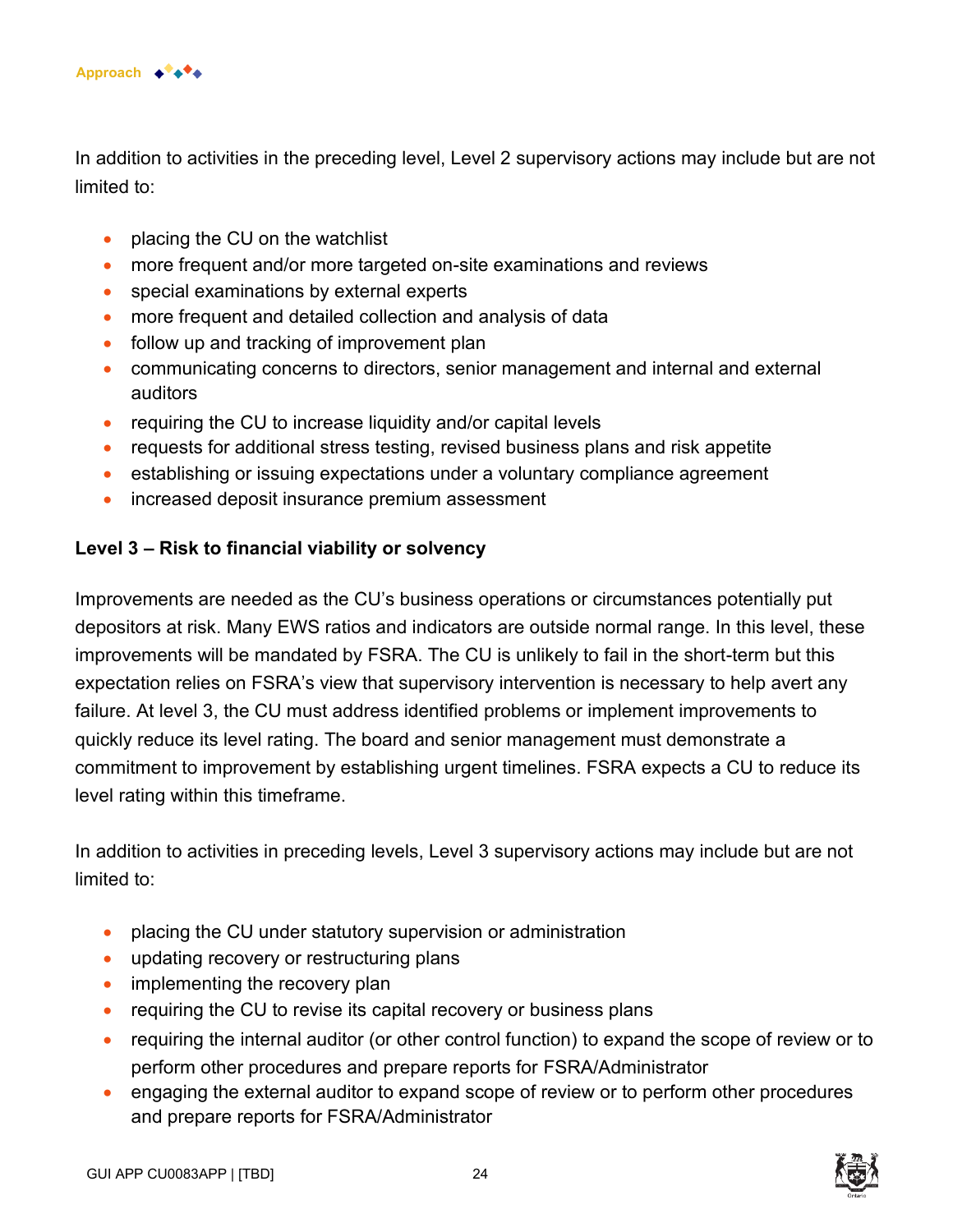In addition to activities in the preceding level, Level 2 supervisory actions may include but are not limited to:

- placing the CU on the watchlist
- more frequent and/or more targeted on-site examinations and reviews
- special examinations by external experts
- more frequent and detailed collection and analysis of data
- follow up and tracking of improvement plan
- communicating concerns to directors, senior management and internal and external auditors
- requiring the CU to increase liquidity and/or capital levels
- requests for additional stress testing, revised business plans and risk appetite
- establishing or issuing expectations under a voluntary compliance agreement
- increased deposit insurance premium assessment

**Level 3 – Risk to financial viability or solvency**

Improvements are needed as the CU's business operations or circumstances potentially put depositors at risk. Many EWS ratios and indicators are outside normal range. In this level, these improvements will be mandated by FSRA. The CU is unlikely to fail in the short-term but this expectation relies on FSRA's view that supervisory intervention is necessary to help avert any failure. At level 3, the CU must address identified problems or implement improvements to quickly reduce its level rating. The board and senior management must demonstrate a commitment to improvement by establishing urgent timelines. FSRA expects a CU to reduce its level rating within this timeframe.

In addition to activities in preceding levels, Level 3 supervisory actions may include but are not limited to:

- placing the CU under statutory supervision or administration
- updating recovery or restructuring plans
- implementing the recovery plan
- requiring the CU to revise its capital recovery or business plans
- requiring the internal auditor (or other control function) to expand the scope of review or to perform other procedures and prepare reports for FSRA/Administrator
- engaging the external auditor to expand scope of review or to perform other procedures and prepare reports for FSRA/Administrator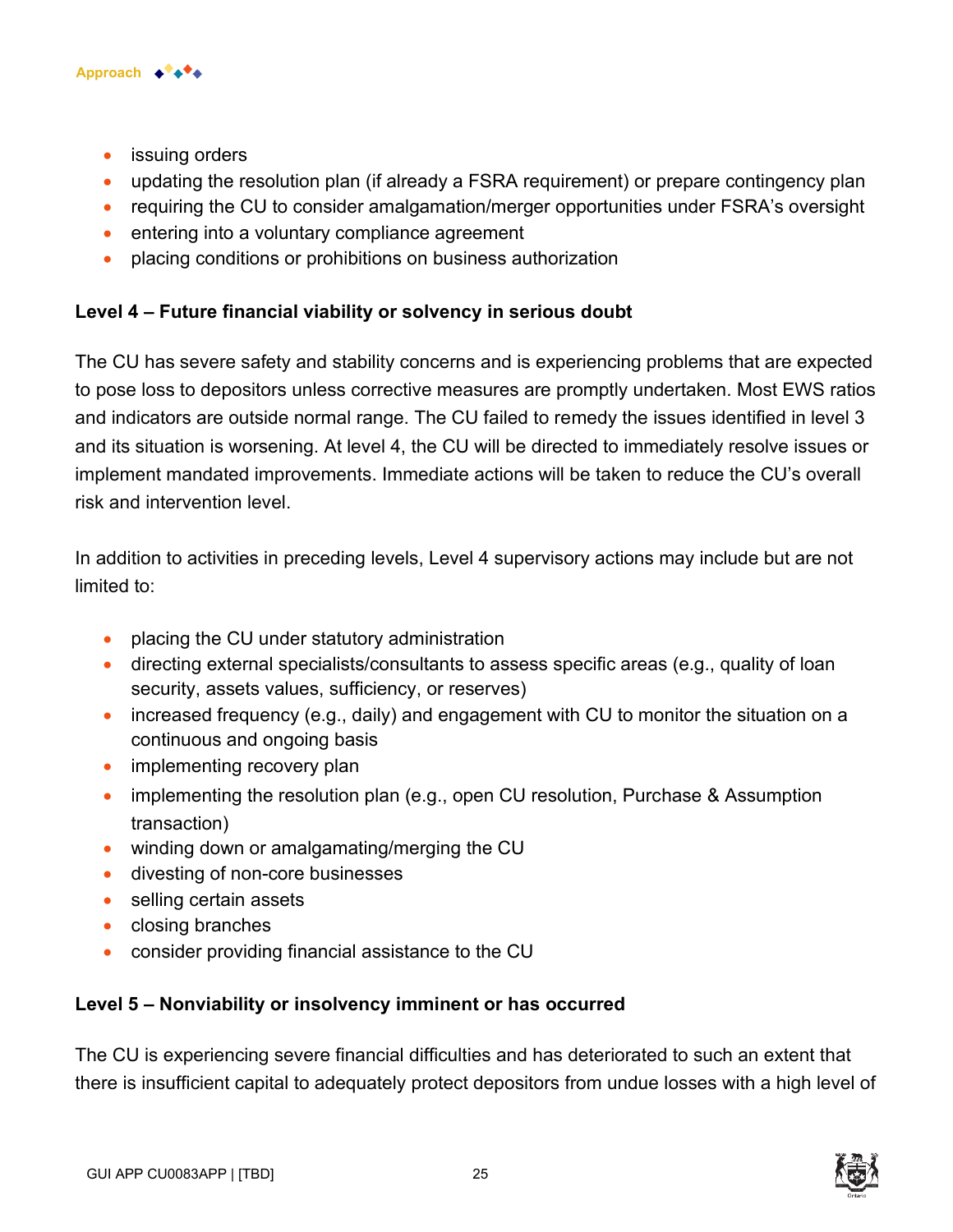- issuing orders
- updating the resolution plan (if already a FSRA requirement) or prepare contingency plan
- requiring the CU to consider amalgamation/merger opportunities under FSRA's oversight
- entering into a voluntary compliance agreement
- placing conditions or prohibitions on business authorization

**Level 4 – Future financial viability or solvency in serious doubt**

The CU has severe safety and stability concerns and is experiencing problems that are expected to pose loss to depositors unless corrective measures are promptly undertaken. Most EWS ratios and indicators are outside normal range. The CU failed to remedy the issues identified in level 3 and its situation is worsening. At level 4, the CU will be directed to immediately resolve issues or implement mandated improvements. Immediate actions will be taken to reduce the CU's overall risk and intervention level.

In addition to activities in preceding levels, Level 4 supervisory actions may include but are not limited to:

- placing the CU under statutory administration
- directing external specialists/consultants to assess specific areas (e.g., quality of loan security, assets values, sufficiency, or reserves)
- increased frequency (e.g., daily) and engagement with CU to monitor the situation on a continuous and ongoing basis
- implementing recovery plan
- implementing the resolution plan (e.g., open CU resolution, Purchase & Assumption transaction)
- winding down or amalgamating/merging the CU
- divesting of non-core businesses
- selling certain assets
- closing branches
- consider providing financial assistance to the CU

**Level 5 – Nonviability or insolvency imminent or has occurred**

The CU is experiencing severe financial difficulties and has deteriorated to such an extent that there is insufficient capital to adequately protect depositors from undue losses with a high level of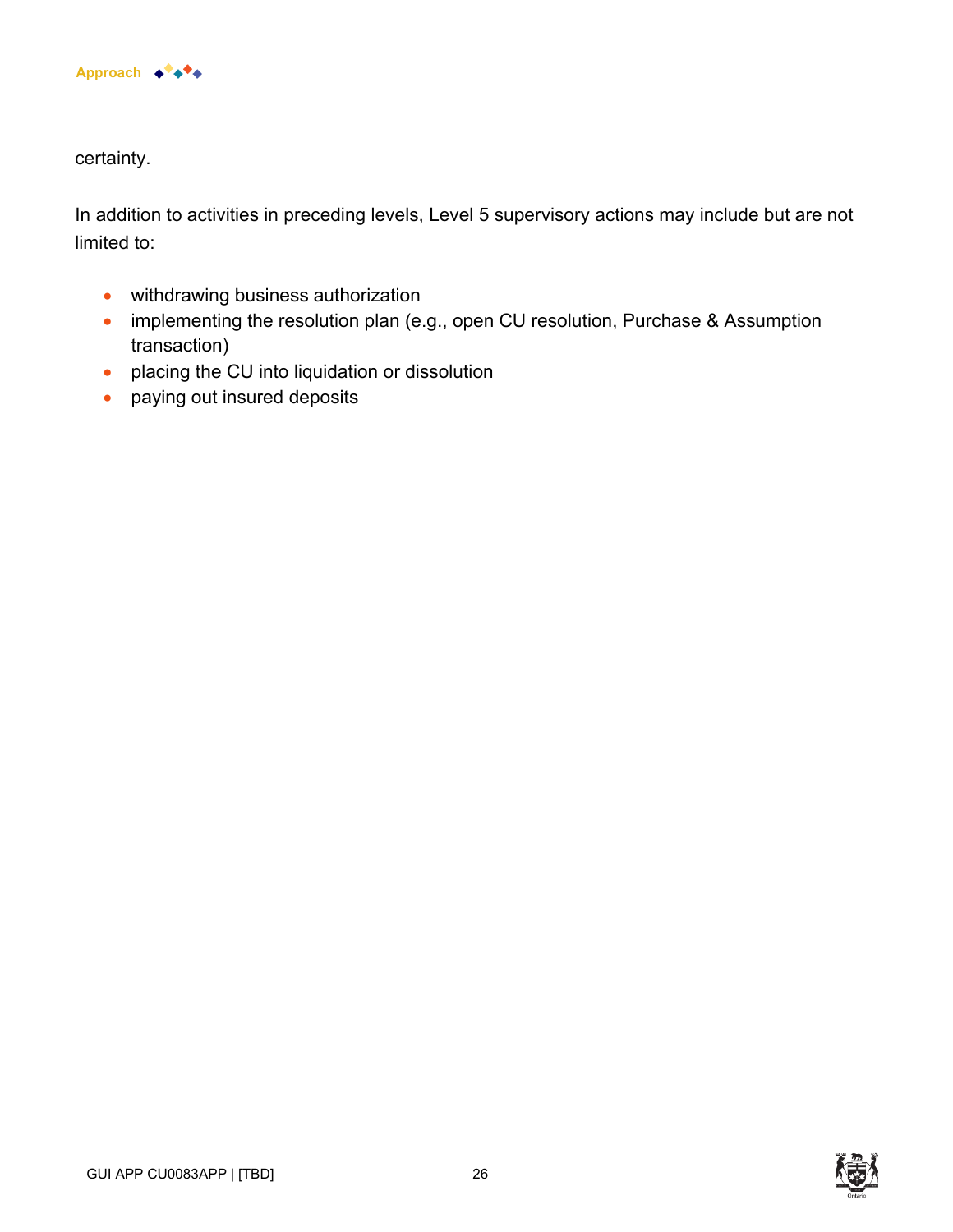certainty.

In addition to activities in preceding levels, Level 5 supervisory actions may include but are not limited to:

- withdrawing business authorization
- implementing the resolution plan (e.g., open CU resolution, Purchase & Assumption transaction)
- placing the CU into liquidation or dissolution
- paying out insured deposits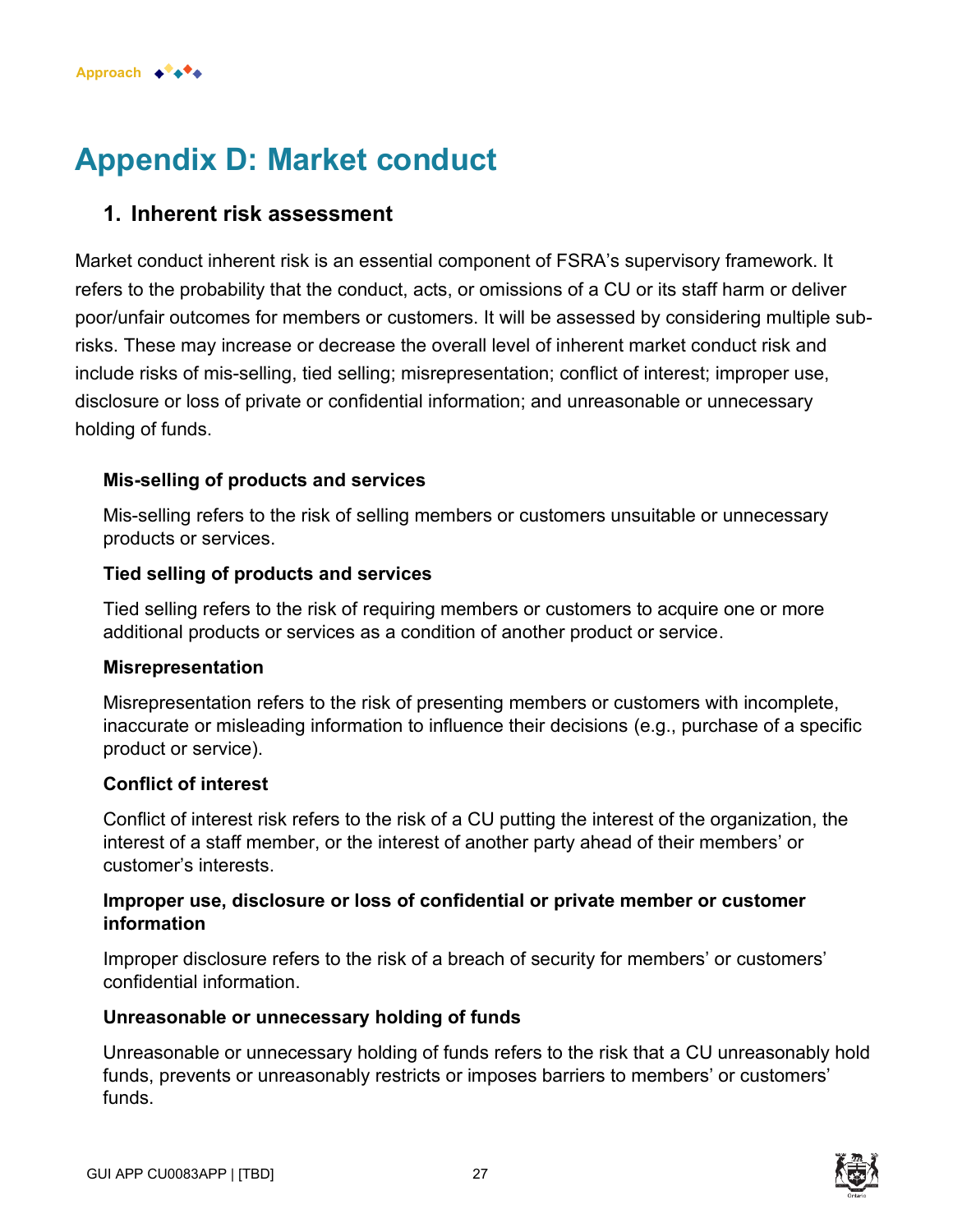# Appendix D: Market conduct

## 1. Inherent risk assessment

Market conduct inherent risk is an essential component of FSRA's supervisory framework. It refers to the probability that the conduct, acts, or omissions of a CU or its staff harm or deliver poor/unfair outcomes for members or customers. It will be assessed by considering multiple sub-risks. These may increase or decrease the overall level of inherent market conduct risk and include risks of mis-selling, tied selling; misrepresentation; conflict of interest; improper use, disclosure or loss of private or confidential information; and unreasonable or unnecessary holding of funds.

**Mis-selling of products and services**

Mis-selling refers to the risk of selling members or customers unsuitable or unnecessary products or services.

**Tied selling of products and services**

Tied selling refers to the risk of requiring members or customers to acquire one or more additional products or services as a condition of another product or service.

**Misrepresentation**

Misrepresentation refers to the risk of presenting members or customers with incomplete, inaccurate or misleading information to influence their decisions (e.g., purchase of a specific product or service).

**Conflict of interest**

Conflict of interest risk refers to the risk of a CU putting the interest of the organization, the interest of a staff member, or the interest of another party ahead of their members' or customer's interests.

**Improper use, disclosure or loss of confidential or private member or customer information**

Improper disclosure refers to the risk of a breach of security for members' or customers' confidential information.

**Unreasonable or unnecessary holding of funds**

Unreasonable or unnecessary holding of funds refers to the risk that a CU unreasonably hold funds, prevents or unreasonably restricts or imposes barriers to members' or customers' funds.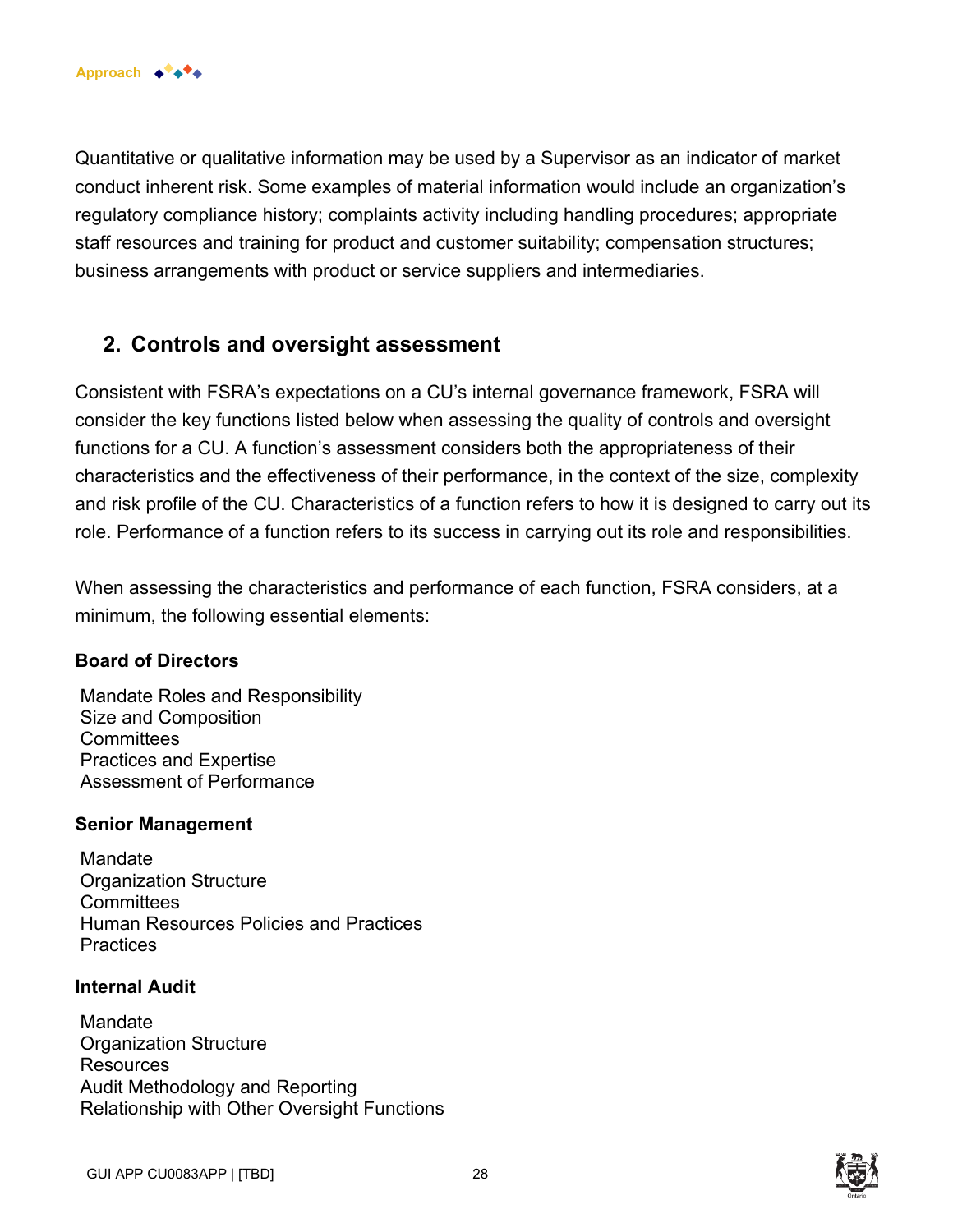Quantitative or qualitative information may be used by a Supervisor as an indicator of market conduct inherent risk. Some examples of material information would include an organization's regulatory compliance history; complaints activity including handling procedures; appropriate staff resources and training for product and customer suitability; compensation structures; business arrangements with product or service suppliers and intermediaries.

## 2. Controls and oversight assessment

Consistent with FSRA's expectations on a CU's internal governance framework, FSRA will consider the key functions listed below when assessing the quality of controls and oversight functions for a CU. A function's assessment considers both the appropriateness of their characteristics and the effectiveness of their performance, in the context of the size, complexity and risk profile of the CU. Characteristics of a function refers to how it is designed to carry out its role. Performance of a function refers to its success in carrying out its role and responsibilities.

When assessing the characteristics and performance of each function, FSRA considers, at a minimum, the following essential elements:

**Board of Directors**

- Mandate Roles and Responsibility
- Size and Composition
- Committees
- Practices and Expertise
- Assessment of Performance

**Senior Management**

- Mandate
- Organization Structure
- Committees
- Human Resources Policies and Practices
- Practices

**Internal Audit**

- Mandate
- Organization Structure
- Resources
- Audit Methodology and Reporting
- Relationship with Other Oversight Functions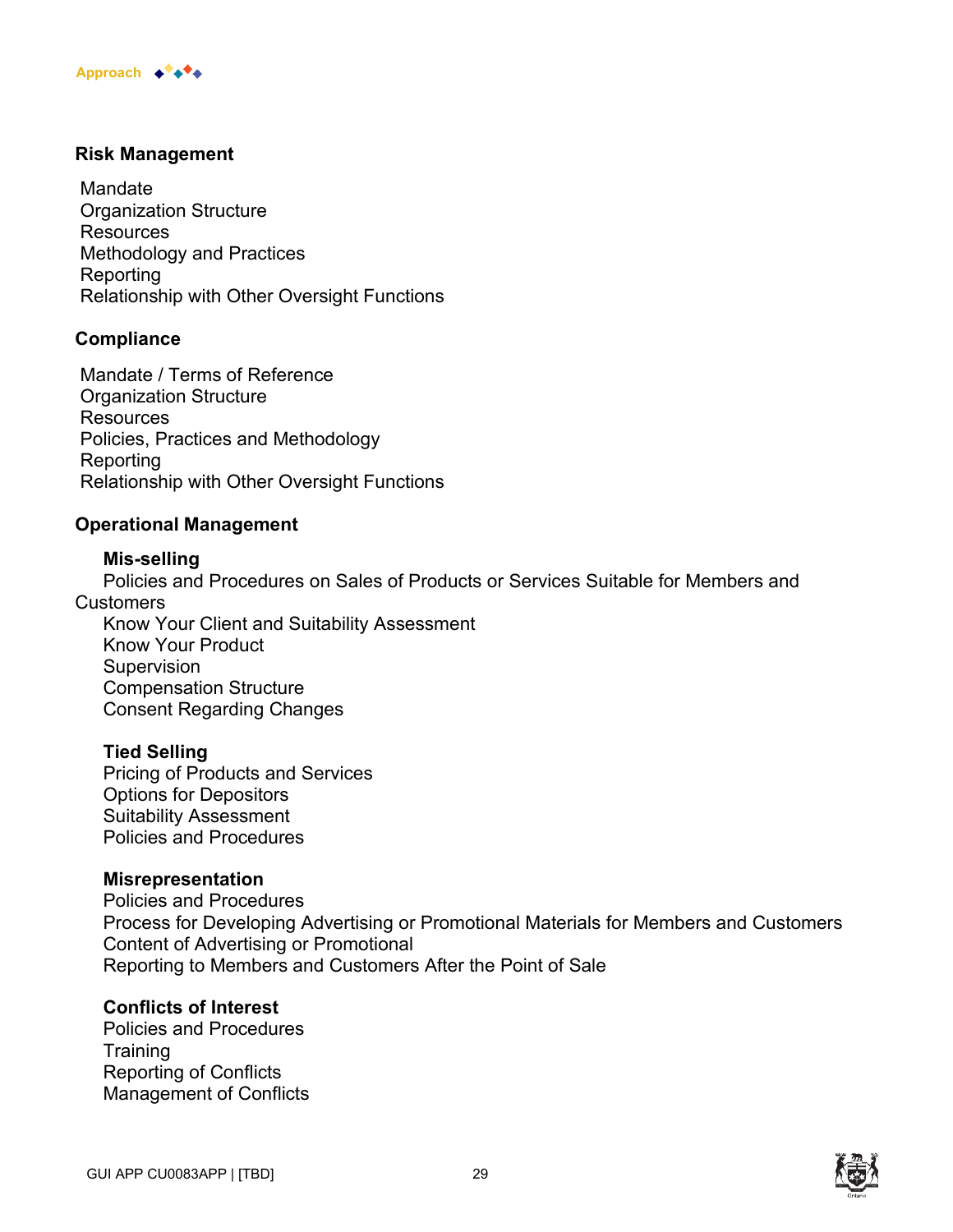**Risk Management**

Mandate
Organization Structure
Resources
Methodology and Practices
Reporting
Relationship with Other Oversight Functions

**Compliance**

Mandate / Terms of Reference
Organization Structure
Resources
Policies, Practices and Methodology
Reporting
Relationship with Other Oversight Functions

**Operational Management**

**Mis-selling**
Policies and Procedures on Sales of Products or Services Suitable for Members and Customers
Know Your Client and Suitability Assessment
Know Your Product
Supervision
Compensation Structure
Consent Regarding Changes

**Tied Selling**
Pricing of Products and Services
Options for Depositors
Suitability Assessment
Policies and Procedures

**Misrepresentation**
Policies and Procedures
Process for Developing Advertising or Promotional Materials for Members and Customers
Content of Advertising or Promotional
Reporting to Members and Customers After the Point of Sale

**Conflicts of Interest**
Policies and Procedures
Training
Reporting of Conflicts
Management of Conflicts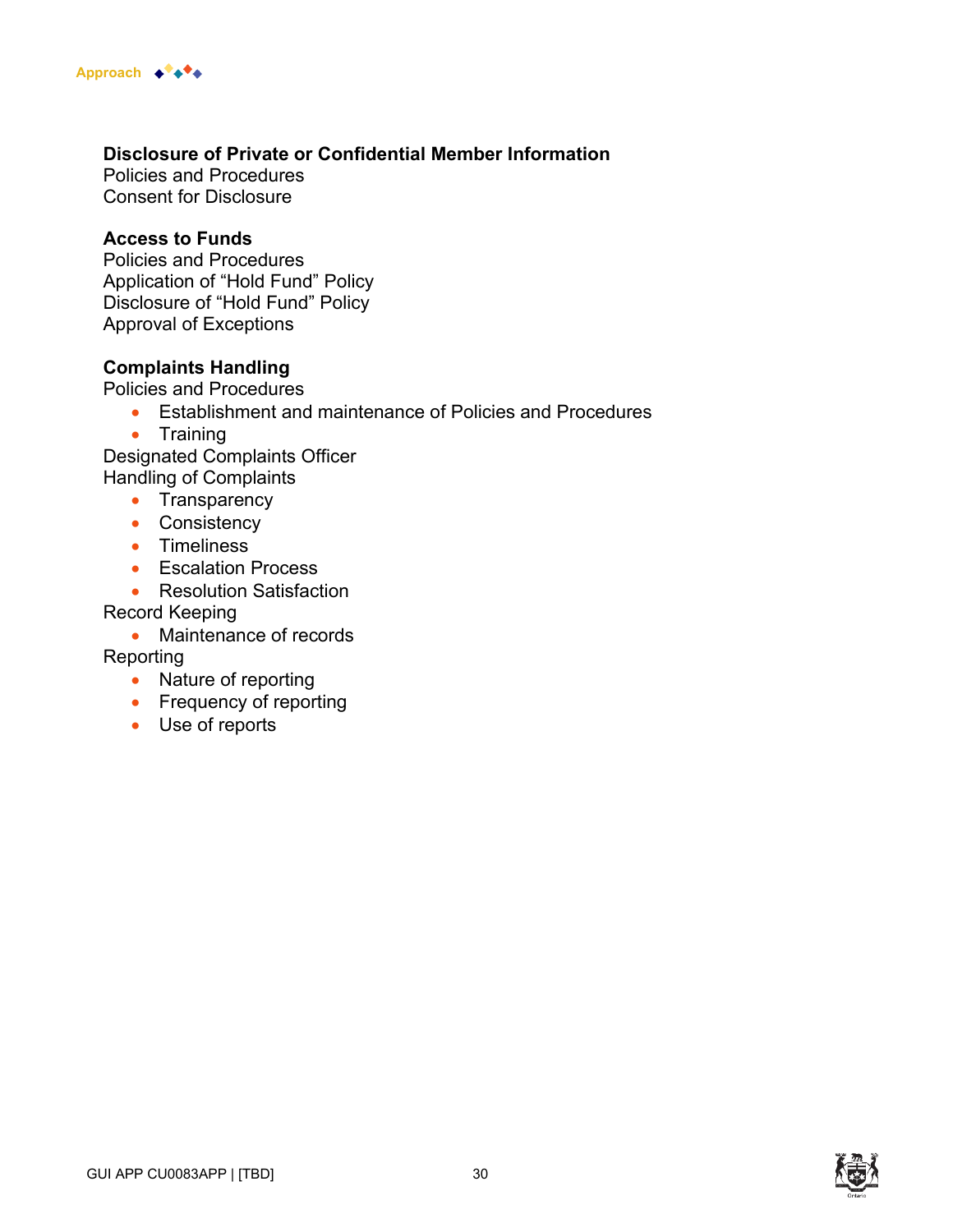**Disclosure of Private or Confidential Member Information**
Policies and Procedures
Consent for Disclosure

**Access to Funds**
Policies and Procedures
Application of “Hold Fund” Policy
Disclosure of “Hold Fund” Policy
Approval of Exceptions

**Complaints Handling**
Policies and Procedures

- Establishment and maintenance of Policies and Procedures
- Training

Designated Complaints Officer
Handling of Complaints

- Transparency
- Consistency
- Timeliness
- Escalation Process
- Resolution Satisfaction

Record Keeping

- Maintenance of records

Reporting

- Nature of reporting
- Frequency of reporting
- Use of reports